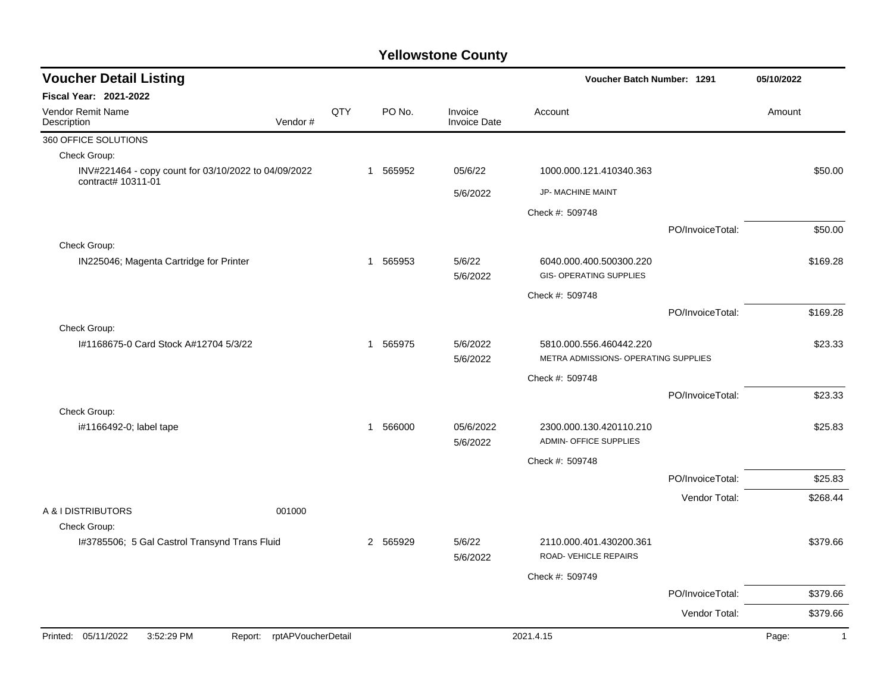# Yellowstone County

## Voucher Detail Listing

**Voucher Batch Number: 1291** 05/10/2022

**Fiscal Year: 2021-2022**

| Vendor Remit Name / Description | Vendor # | QTY | PO No. | Invoice / Invoice Date | Account | Amount |
|---|---|---|---|---|---|---|
| 360 OFFICE SOLUTIONS | | | | | | |
| Check Group: | | | | | | |
| INV#221464 - copy count for 03/10/2022 to 04/09/2022 contract# 10311-01 | | 1 | 565952 | 05/6/22 | 1000.000.121.410340.363 | $50.00 |
| | | | | 5/6/2022 | JP- MACHINE MAINT | |
| | | | | | Check #: 509748 | |
| | | | | | PO/InvoiceTotal: | $50.00 |
| Check Group: | | | | | | |
| IN225046; Magenta Cartridge for Printer | | 1 | 565953 | 5/6/22 | 6040.000.400.500300.220 | $169.28 |
| | | | | 5/6/2022 | GIS- OPERATING SUPPLIES | |
| | | | | | Check #: 509748 | |
| | | | | | PO/InvoiceTotal: | $169.28 |
| Check Group: | | | | | | |
| I#1168675-0 Card Stock A#12704 5/3/22 | | 1 | 565975 | 5/6/2022 | 5810.000.556.460442.220 | $23.33 |
| | | | | 5/6/2022 | METRA ADMISSIONS- OPERATING SUPPLIES | |
| | | | | | Check #: 509748 | |
| | | | | | PO/InvoiceTotal: | $23.33 |
| Check Group: | | | | | | |
| i#1166492-0; label tape | | 1 | 566000 | 05/6/2022 | 2300.000.130.420110.210 | $25.83 |
| | | | | 5/6/2022 | ADMIN- OFFICE SUPPLIES | |
| | | | | | Check #: 509748 | |
| | | | | | PO/InvoiceTotal: | $25.83 |
| | | | | | Vendor Total: | $268.44 |
| A & I DISTRIBUTORS | 001000 | | | | | |
| Check Group: | | | | | | |
| I#3785506; 5 Gal Castrol Transynd Trans Fluid | | 2 | 565929 | 5/6/22 | 2110.000.401.430200.361 | $379.66 |
| | | | | 5/6/2022 | ROAD- VEHICLE REPAIRS | |
| | | | | | Check #: 509749 | |
| | | | | | PO/InvoiceTotal: | $379.66 |
| | | | | | Vendor Total: | $379.66 |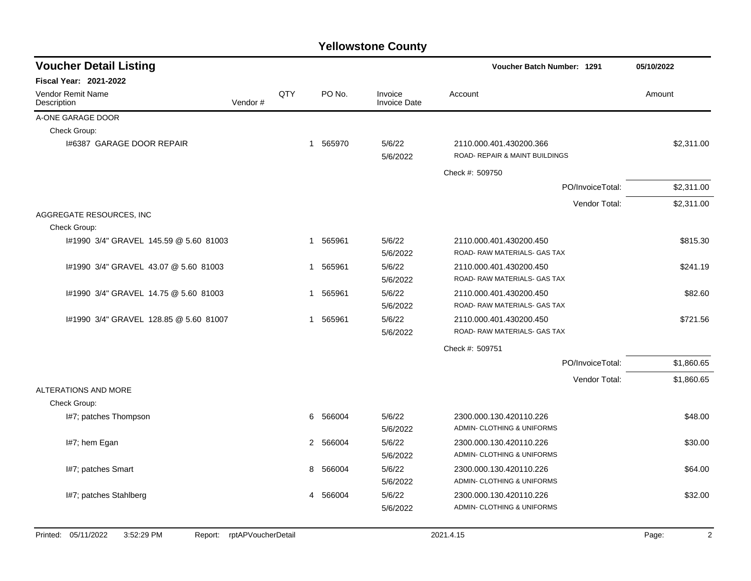# Yellowstone County

## Voucher Detail Listing

**Voucher Batch Number: 1291** 05/10/2022

**Fiscal Year: 2021-2022**

| Vendor Remit Name / Description | Vendor # | QTY | PO No. | Invoice / Invoice Date | Account | Amount |
|---|---|---|---|---|---|---|
| A-ONE GARAGE DOOR | | | | | | |
| Check Group: | | | | | | |
| I#6387 GARAGE DOOR REPAIR | | 1 | 565970 | 5/6/22<br>5/6/2022 | 2110.000.401.430200.366<br>ROAD- REPAIR & MAINT BUILDINGS | $2,311.00 |
| | | | | | Check #: 509750 | |
| | | | | | PO/InvoiceTotal: | $2,311.00 |
| | | | | | Vendor Total: | $2,311.00 |
| AGGREGATE RESOURCES, INC | | | | | | |
| Check Group: | | | | | | |
| I#1990 3/4" GRAVEL 145.59 @ 5.60 81003 | | 1 | 565961 | 5/6/22<br>5/6/2022 | 2110.000.401.430200.450<br>ROAD- RAW MATERIALS- GAS TAX | $815.30 |
| I#1990 3/4" GRAVEL 43.07 @ 5.60 81003 | | 1 | 565961 | 5/6/22<br>5/6/2022 | 2110.000.401.430200.450<br>ROAD- RAW MATERIALS- GAS TAX | $241.19 |
| I#1990 3/4" GRAVEL 14.75 @ 5.60 81003 | | 1 | 565961 | 5/6/22<br>5/6/2022 | 2110.000.401.430200.450<br>ROAD- RAW MATERIALS- GAS TAX | $82.60 |
| I#1990 3/4" GRAVEL 128.85 @ 5.60 81007 | | 1 | 565961 | 5/6/22<br>5/6/2022 | 2110.000.401.430200.450<br>ROAD- RAW MATERIALS- GAS TAX | $721.56 |
| | | | | | Check #: 509751 | |
| | | | | | PO/InvoiceTotal: | $1,860.65 |
| | | | | | Vendor Total: | $1,860.65 |
| ALTERATIONS AND MORE | | | | | | |
| Check Group: | | | | | | |
| I#7; patches Thompson | | 6 | 566004 | 5/6/22<br>5/6/2022 | 2300.000.130.420110.226<br>ADMIN- CLOTHING & UNIFORMS | $48.00 |
| I#7; hem Egan | | 2 | 566004 | 5/6/22<br>5/6/2022 | 2300.000.130.420110.226<br>ADMIN- CLOTHING & UNIFORMS | $30.00 |
| I#7; patches Smart | | 8 | 566004 | 5/6/22<br>5/6/2022 | 2300.000.130.420110.226<br>ADMIN- CLOTHING & UNIFORMS | $64.00 |
| I#7; patches Stahlberg | | 4 | 566004 | 5/6/22<br>5/6/2022 | 2300.000.130.420110.226<br>ADMIN- CLOTHING & UNIFORMS | $32.00 |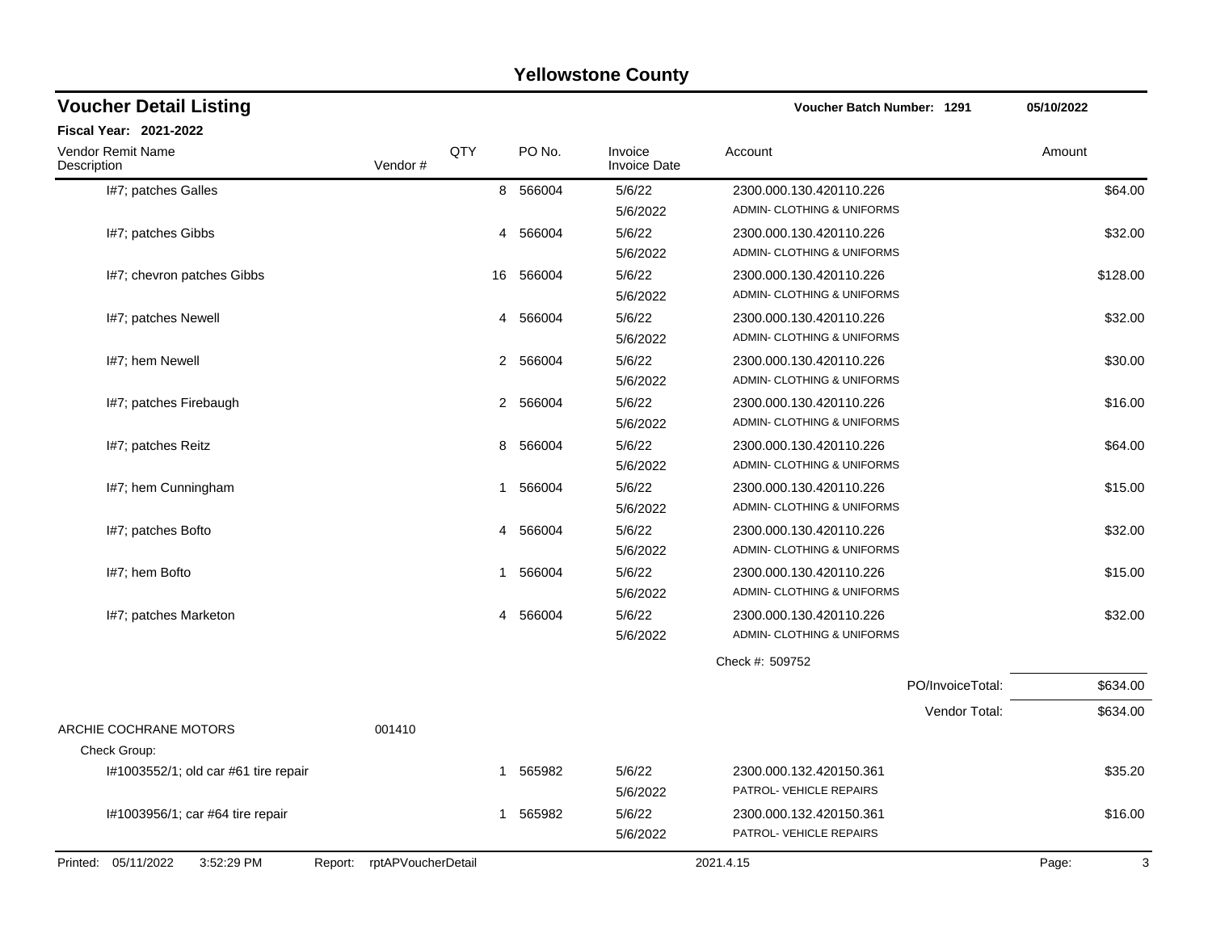# Yellowstone County

## Voucher Detail Listing

**Voucher Batch Number: 1291** 05/10/2022

**Fiscal Year: 2021-2022**

| Vendor Remit Name / Description | Vendor # | QTY | PO No. | Invoice / Invoice Date | Account | Amount |
|---|---|---|---|---|---|---|
| I#7; patches Galles | | 8 | 566004 | 5/6/22<br>5/6/2022 | 2300.000.130.420110.226<br>ADMIN- CLOTHING & UNIFORMS | $64.00 |
| I#7; patches Gibbs | | 4 | 566004 | 5/6/22<br>5/6/2022 | 2300.000.130.420110.226<br>ADMIN- CLOTHING & UNIFORMS | $32.00 |
| I#7; chevron patches Gibbs | | 16 | 566004 | 5/6/22<br>5/6/2022 | 2300.000.130.420110.226<br>ADMIN- CLOTHING & UNIFORMS | $128.00 |
| I#7; patches Newell | | 4 | 566004 | 5/6/22<br>5/6/2022 | 2300.000.130.420110.226<br>ADMIN- CLOTHING & UNIFORMS | $32.00 |
| I#7; hem Newell | | 2 | 566004 | 5/6/22<br>5/6/2022 | 2300.000.130.420110.226<br>ADMIN- CLOTHING & UNIFORMS | $30.00 |
| I#7; patches Firebaugh | | 2 | 566004 | 5/6/22<br>5/6/2022 | 2300.000.130.420110.226<br>ADMIN- CLOTHING & UNIFORMS | $16.00 |
| I#7; patches Reitz | | 8 | 566004 | 5/6/22<br>5/6/2022 | 2300.000.130.420110.226<br>ADMIN- CLOTHING & UNIFORMS | $64.00 |
| I#7; hem Cunningham | | 1 | 566004 | 5/6/22<br>5/6/2022 | 2300.000.130.420110.226<br>ADMIN- CLOTHING & UNIFORMS | $15.00 |
| I#7; patches Bofto | | 4 | 566004 | 5/6/22<br>5/6/2022 | 2300.000.130.420110.226<br>ADMIN- CLOTHING & UNIFORMS | $32.00 |
| I#7; hem Bofto | | 1 | 566004 | 5/6/22<br>5/6/2022 | 2300.000.130.420110.226<br>ADMIN- CLOTHING & UNIFORMS | $15.00 |
| I#7; patches Marketon | | 4 | 566004 | 5/6/22<br>5/6/2022 | 2300.000.130.420110.226<br>ADMIN- CLOTHING & UNIFORMS | $32.00 |
| | | | | | Check #: 509752 | |
| | | | | | PO/InvoiceTotal: | $634.00 |
| | | | | | Vendor Total: | $634.00 |
| ARCHIE COCHRANE MOTORS | 001410 | | | | | |
| Check Group: | | | | | | |
| I#1003552/1; old car #61 tire repair | | 1 | 565982 | 5/6/22<br>5/6/2022 | 2300.000.132.420150.361<br>PATROL- VEHICLE REPAIRS | $35.20 |
| I#1003956/1; car #64 tire repair | | 1 | 565982 | 5/6/22<br>5/6/2022 | 2300.000.132.420150.361<br>PATROL- VEHICLE REPAIRS | $16.00 |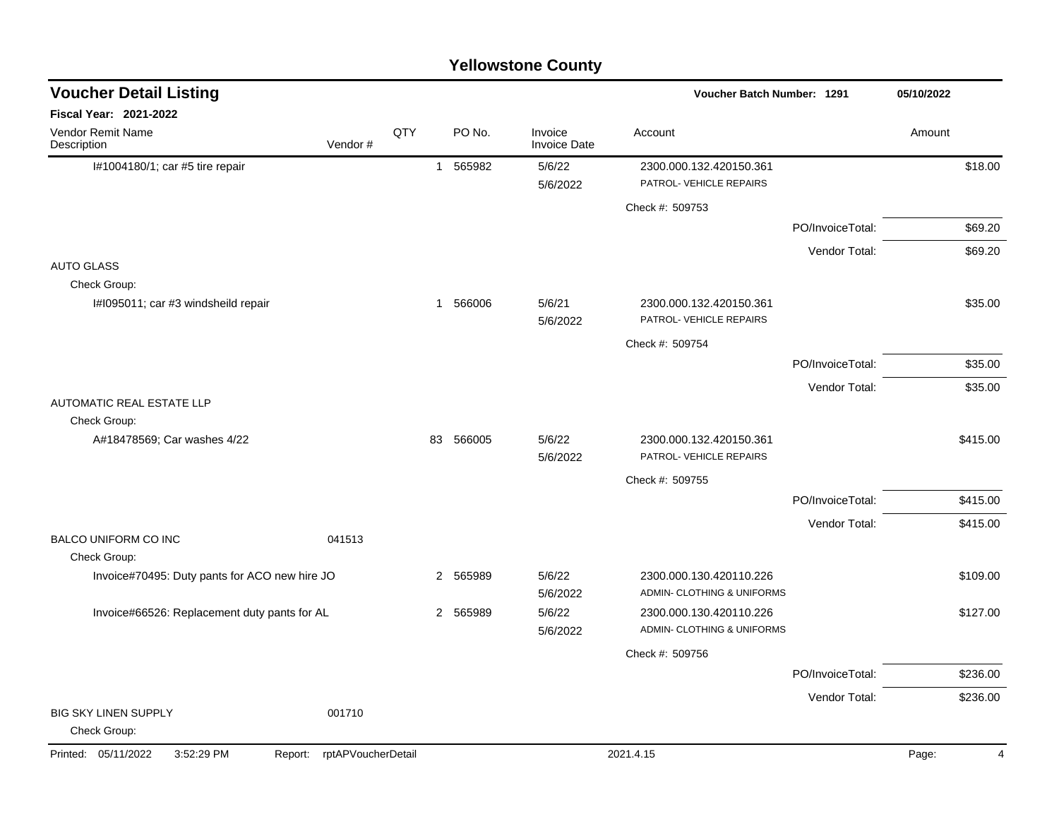# Yellowstone County

## Voucher Detail Listing

**Voucher Batch Number: 1291** | **05/10/2022**

**Fiscal Year: 2021-2022**

| Vendor Remit Name / Description | Vendor # | QTY | PO No. | Invoice / Invoice Date | Account | | Amount |
|---|---|---|---|---|---|---|---|
| I#1004180/1; car #5 tire repair | | 1 | 565982 | 5/6/22<br>5/6/2022 | 2300.000.132.420150.361<br>PATROL- VEHICLE REPAIRS | | $18.00 |
| | | | | | Check #: 509753 | | |
| | | | | | | PO/InvoiceTotal: | $69.20 |
| | | | | | | Vendor Total: | $69.20 |
| AUTO GLASS | | | | | | | |
| Check Group: | | | | | | | |
| I#I095011; car #3 windsheild repair | | 1 | 566006 | 5/6/21<br>5/6/2022 | 2300.000.132.420150.361<br>PATROL- VEHICLE REPAIRS | | $35.00 |
| | | | | | Check #: 509754 | | |
| | | | | | | PO/InvoiceTotal: | $35.00 |
| | | | | | | Vendor Total: | $35.00 |
| AUTOMATIC REAL ESTATE LLP | | | | | | | |
| Check Group: | | | | | | | |
| A#18478569; Car washes 4/22 | | 83 | 566005 | 5/6/22<br>5/6/2022 | 2300.000.132.420150.361<br>PATROL- VEHICLE REPAIRS | | $415.00 |
| | | | | | Check #: 509755 | | |
| | | | | | | PO/InvoiceTotal: | $415.00 |
| | | | | | | Vendor Total: | $415.00 |
| BALCO UNIFORM CO INC | 041513 | | | | | | |
| Check Group: | | | | | | | |
| Invoice#70495: Duty pants for ACO new hire JO | | 2 | 565989 | 5/6/22<br>5/6/2022 | 2300.000.130.420110.226<br>ADMIN- CLOTHING & UNIFORMS | | $109.00 |
| Invoice#66526: Replacement duty pants for AL | | 2 | 565989 | 5/6/22<br>5/6/2022 | 2300.000.130.420110.226<br>ADMIN- CLOTHING & UNIFORMS | | $127.00 |
| | | | | | Check #: 509756 | | |
| | | | | | | PO/InvoiceTotal: | $236.00 |
| | | | | | | Vendor Total: | $236.00 |
| BIG SKY LINEN SUPPLY | 001710 | | | | | | |
| Check Group: | | | | | | | |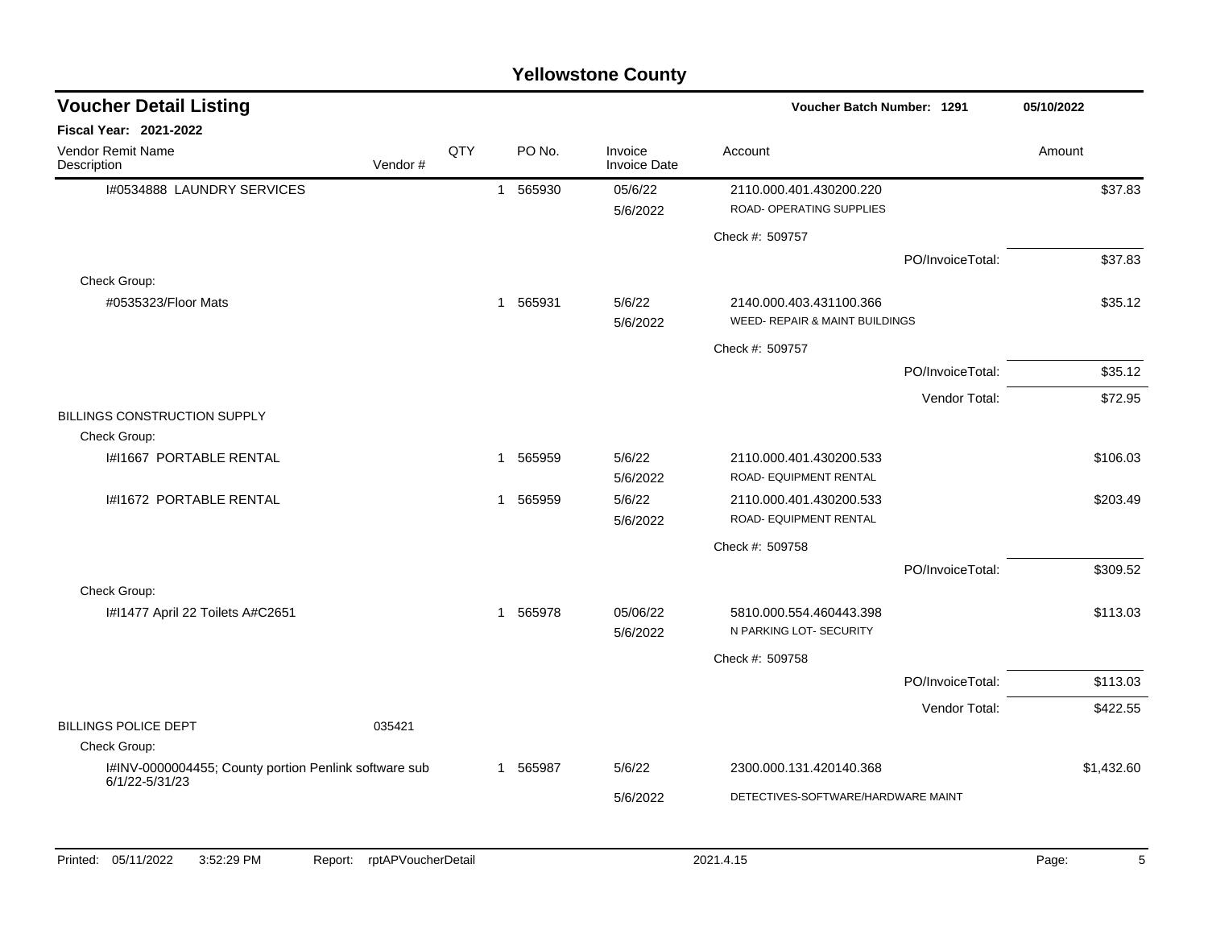# Yellowstone County

## Voucher Detail Listing

**Voucher Batch Number: 1291** 05/10/2022

**Fiscal Year: 2021-2022**

| Vendor Remit Name / Description | Vendor # | QTY | PO No. | Invoice / Invoice Date | Account | Amount |
|---|---|---|---|---|---|---|
| I#0534888 LAUNDRY SERVICES | | 1 | 565930 | 05/6/22 / 5/6/2022 | 2110.000.401.430200.220 ROAD- OPERATING SUPPLIES | $37.83 |
| | | | | | Check #: 509757 | |
| | | | | | PO/InvoiceTotal: | $37.83 |
| Check Group: | | | | | | |
| #0535323/Floor Mats | | 1 | 565931 | 5/6/22 / 5/6/2022 | 2140.000.403.431100.366 WEED- REPAIR & MAINT BUILDINGS | $35.12 |
| | | | | | Check #: 509757 | |
| | | | | | PO/InvoiceTotal: | $35.12 |
| | | | | | Vendor Total: | $72.95 |
| BILLINGS CONSTRUCTION SUPPLY | | | | | | |
| Check Group: | | | | | | |
| I#I1667 PORTABLE RENTAL | | 1 | 565959 | 5/6/22 / 5/6/2022 | 2110.000.401.430200.533 ROAD- EQUIPMENT RENTAL | $106.03 |
| I#I1672 PORTABLE RENTAL | | 1 | 565959 | 5/6/22 / 5/6/2022 | 2110.000.401.430200.533 ROAD- EQUIPMENT RENTAL | $203.49 |
| | | | | | Check #: 509758 | |
| | | | | | PO/InvoiceTotal: | $309.52 |
| Check Group: | | | | | | |
| I#I1477 April 22 Toilets A#C2651 | | 1 | 565978 | 05/06/22 / 5/6/2022 | 5810.000.554.460443.398 N PARKING LOT- SECURITY | $113.03 |
| | | | | | Check #: 509758 | |
| | | | | | PO/InvoiceTotal: | $113.03 |
| | | | | | Vendor Total: | $422.55 |
| BILLINGS POLICE DEPT | 035421 | | | | | |
| Check Group: | | | | | | |
| I#INV-0000004455; County portion Penlink software sub 6/1/22-5/31/23 | | 1 | 565987 | 5/6/22 / 5/6/2022 | 2300.000.131.420140.368 DETECTIVES-SOFTWARE/HARDWARE MAINT | $1,432.60 |

Printed: 05/11/2022 3:52:29 PM Report: rptAPVoucherDetail 2021.4.15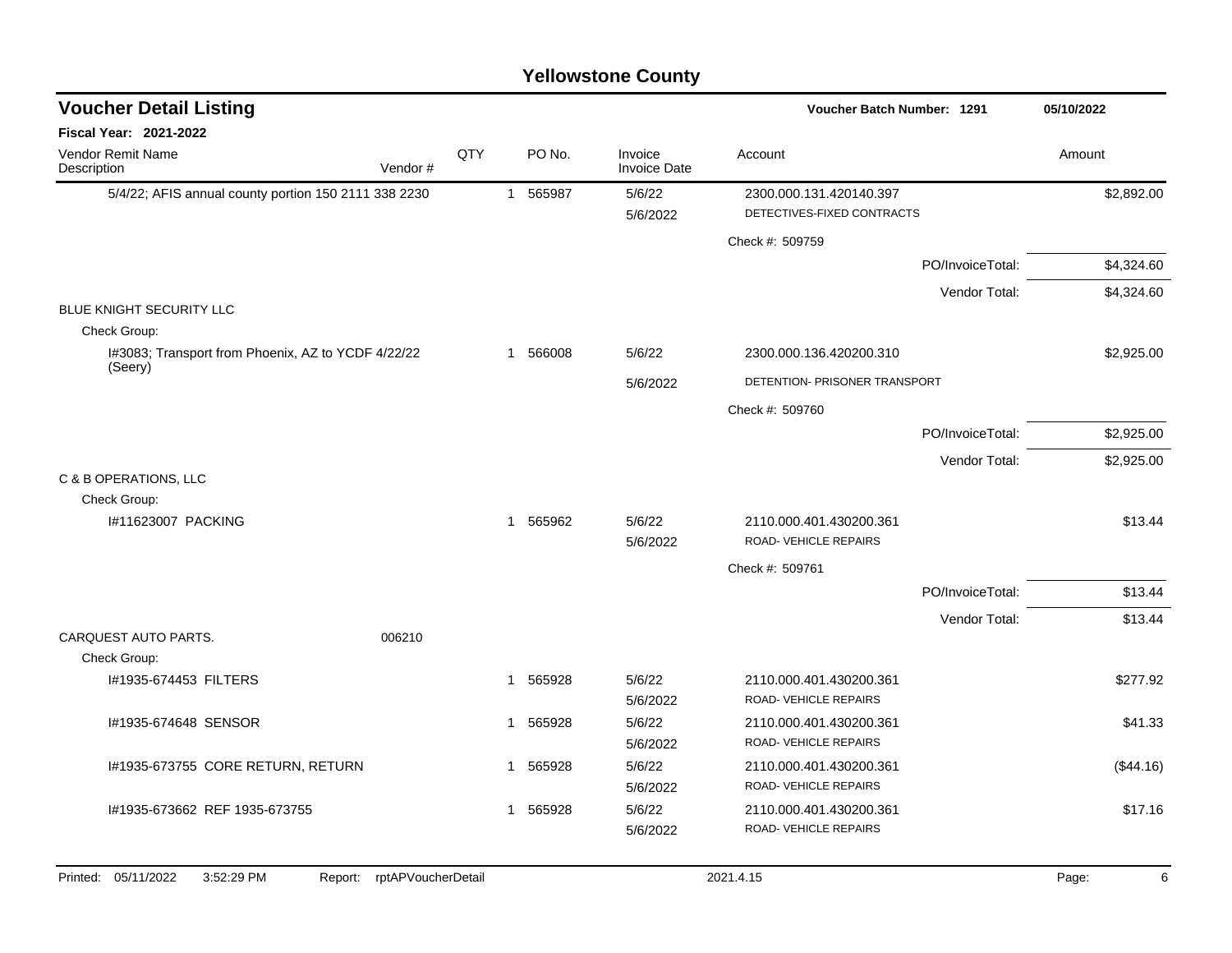# Yellowstone County

## Voucher Detail Listing

**Voucher Batch Number: 1291** 05/10/2022

**Fiscal Year: 2021-2022**

| Vendor Remit Name / Description | Vendor # | QTY | PO No. | Invoice / Invoice Date | Account | Amount |
|---|---|---|---|---|---|---|
| 5/4/22; AFIS annual county portion 150 2111 338 2230 | | 1 | 565987 | 5/6/22<br>5/6/2022 | 2300.000.131.420140.397<br>DETECTIVES-FIXED CONTRACTS | $2,892.00 |
| | | | | | Check #: 509759 | |
| | | | | | PO/InvoiceTotal: | $4,324.60 |
| | | | | | Vendor Total: | $4,324.60 |
| BLUE KNIGHT SECURITY LLC | | | | | | |
| Check Group: | | | | | | |
| I#3083; Transport from Phoenix, AZ to YCDF 4/22/22 (Seery) | | 1 | 566008 | 5/6/22<br>5/6/2022 | 2300.000.136.420200.310<br>DETENTION- PRISONER TRANSPORT | $2,925.00 |
| | | | | | Check #: 509760 | |
| | | | | | PO/InvoiceTotal: | $2,925.00 |
| | | | | | Vendor Total: | $2,925.00 |
| C & B OPERATIONS, LLC | | | | | | |
| Check Group: | | | | | | |
| I#11623007 PACKING | | 1 | 565962 | 5/6/22<br>5/6/2022 | 2110.000.401.430200.361<br>ROAD- VEHICLE REPAIRS | $13.44 |
| | | | | | Check #: 509761 | |
| | | | | | PO/InvoiceTotal: | $13.44 |
| | | | | | Vendor Total: | $13.44 |
| CARQUEST AUTO PARTS. | 006210 | | | | | |
| Check Group: | | | | | | |
| I#1935-674453 FILTERS | | 1 | 565928 | 5/6/22<br>5/6/2022 | 2110.000.401.430200.361<br>ROAD- VEHICLE REPAIRS | $277.92 |
| I#1935-674648 SENSOR | | 1 | 565928 | 5/6/22<br>5/6/2022 | 2110.000.401.430200.361<br>ROAD- VEHICLE REPAIRS | $41.33 |
| I#1935-673755 CORE RETURN, RETURN | | 1 | 565928 | 5/6/22<br>5/6/2022 | 2110.000.401.430200.361<br>ROAD- VEHICLE REPAIRS | ($44.16) |
| I#1935-673662 REF 1935-673755 | | 1 | 565928 | 5/6/22<br>5/6/2022 | 2110.000.401.430200.361<br>ROAD- VEHICLE REPAIRS | $17.16 |

Printed: 05/11/2022 3:52:29 PM Report: rptAPVoucherDetail 2021.4.15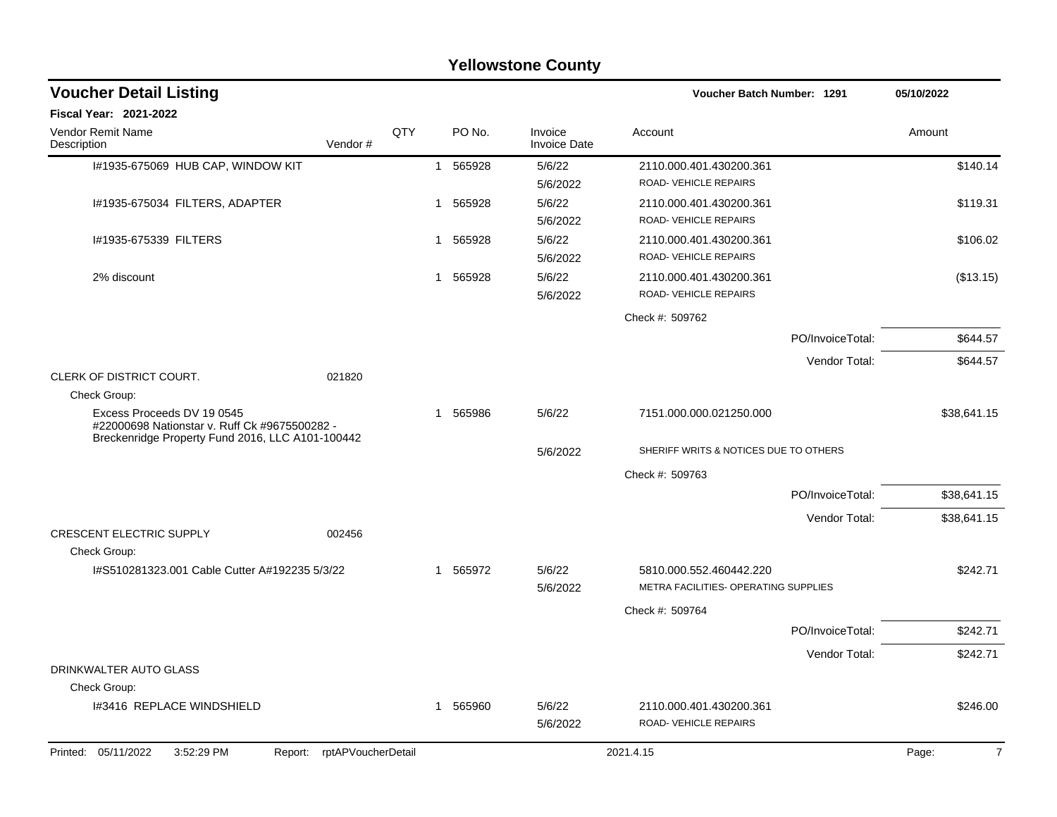# Yellowstone County

## Voucher Detail Listing

**Voucher Batch Number: 1291** | **05/10/2022**

**Fiscal Year: 2021-2022**

| Vendor Remit Name / Description | Vendor # | QTY | PO No. | Invoice / Invoice Date | Account | Amount |
|---|---|---|---|---|---|---|
| I#1935-675069 HUB CAP, WINDOW KIT | | 1 | 565928 | 5/6/22 / 5/6/2022 | 2110.000.401.430200.361 ROAD- VEHICLE REPAIRS | $140.14 |
| I#1935-675034 FILTERS, ADAPTER | | 1 | 565928 | 5/6/22 / 5/6/2022 | 2110.000.401.430200.361 ROAD- VEHICLE REPAIRS | $119.31 |
| I#1935-675339 FILTERS | | 1 | 565928 | 5/6/22 / 5/6/2022 | 2110.000.401.430200.361 ROAD- VEHICLE REPAIRS | $106.02 |
| 2% discount | | 1 | 565928 | 5/6/22 / 5/6/2022 | 2110.000.401.430200.361 ROAD- VEHICLE REPAIRS | ($13.15) |
| | | | | | Check #: 509762 | |
| | | | | | PO/InvoiceTotal: | $644.57 |
| | | | | | Vendor Total: | $644.57 |
| CLERK OF DISTRICT COURT. | 021820 | | | | | |
| Check Group: | | | | | | |
| Excess Proceeds DV 19 0545 #22000698 Nationstar v. Ruff Ck #9675500282 - Breckenridge Property Fund 2016, LLC A101-100442 | | 1 | 565986 | 5/6/22 / 5/6/2022 | 7151.000.000.021250.000 SHERIFF WRITS & NOTICES DUE TO OTHERS | $38,641.15 |
| | | | | | Check #: 509763 | |
| | | | | | PO/InvoiceTotal: | $38,641.15 |
| | | | | | Vendor Total: | $38,641.15 |
| CRESCENT ELECTRIC SUPPLY | 002456 | | | | | |
| Check Group: | | | | | | |
| I#S510281323.001 Cable Cutter A#192235 5/3/22 | | 1 | 565972 | 5/6/22 / 5/6/2022 | 5810.000.552.460442.220 METRA FACILITIES- OPERATING SUPPLIES | $242.71 |
| | | | | | Check #: 509764 | |
| | | | | | PO/InvoiceTotal: | $242.71 |
| | | | | | Vendor Total: | $242.71 |
| DRINKWALTER AUTO GLASS | | | | | | |
| Check Group: | | | | | | |
| I#3416 REPLACE WINDSHIELD | | 1 | 565960 | 5/6/22 / 5/6/2022 | 2110.000.401.430200.361 ROAD- VEHICLE REPAIRS | $246.00 |

Printed: 05/11/2022 3:52:29 PM Report: rptAPVoucherDetail 2021.4.15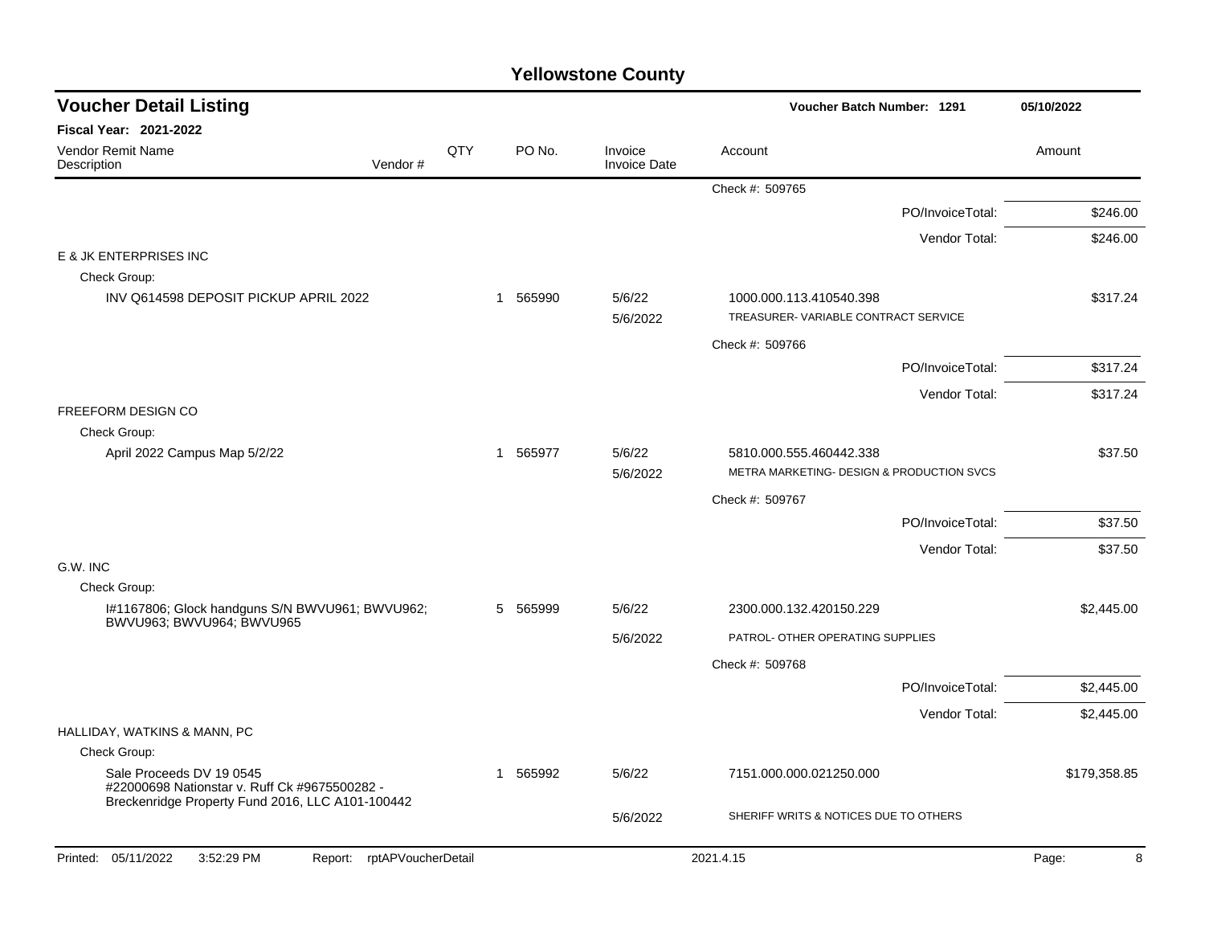# Yellowstone County

## Voucher Detail Listing

Voucher Batch Number: 1291 — 05/10/2022

**Fiscal Year: 2021-2022**

| Vendor Remit Name / Description | Vendor # | QTY | PO No. | Invoice / Invoice Date | Account | Amount |
|---|---|---|---|---|---|---|
| | | | | | Check #: 509765 | |
| | | | | | PO/InvoiceTotal: | $246.00 |
| | | | | | Vendor Total: | $246.00 |
| E & JK ENTERPRISES INC | | | | | | |
| Check Group: | | | | | | |
| INV Q614598 DEPOSIT PICKUP APRIL 2022 | | 1 | 565990 | 5/6/22 | 1000.000.113.410540.398 | $317.24 |
| | | | | 5/6/2022 | TREASURER- VARIABLE CONTRACT SERVICE | |
| | | | | | Check #: 509766 | |
| | | | | | PO/InvoiceTotal: | $317.24 |
| | | | | | Vendor Total: | $317.24 |
| FREEFORM DESIGN CO | | | | | | |
| Check Group: | | | | | | |
| April 2022 Campus Map 5/2/22 | | 1 | 565977 | 5/6/22 | 5810.000.555.460442.338 | $37.50 |
| | | | | 5/6/2022 | METRA MARKETING- DESIGN & PRODUCTION SVCS | |
| | | | | | Check #: 509767 | |
| | | | | | PO/InvoiceTotal: | $37.50 |
| | | | | | Vendor Total: | $37.50 |
| G.W. INC | | | | | | |
| Check Group: | | | | | | |
| I#1167806; Glock handguns S/N BWVU961; BWVU962; BWVU963; BWVU964; BWVU965 | | 5 | 565999 | 5/6/22 | 2300.000.132.420150.229 | $2,445.00 |
| | | | | 5/6/2022 | PATROL- OTHER OPERATING SUPPLIES | |
| | | | | | Check #: 509768 | |
| | | | | | PO/InvoiceTotal: | $2,445.00 |
| | | | | | Vendor Total: | $2,445.00 |
| HALLIDAY, WATKINS & MANN, PC | | | | | | |
| Check Group: | | | | | | |
| Sale Proceeds DV 19 0545 #22000698 Nationstar v. Ruff Ck #9675500282 - Breckenridge Property Fund 2016, LLC A101-100442 | | 1 | 565992 | 5/6/22 | 7151.000.000.021250.000 | $179,358.85 |
| | | | | 5/6/2022 | SHERIFF WRITS & NOTICES DUE TO OTHERS | |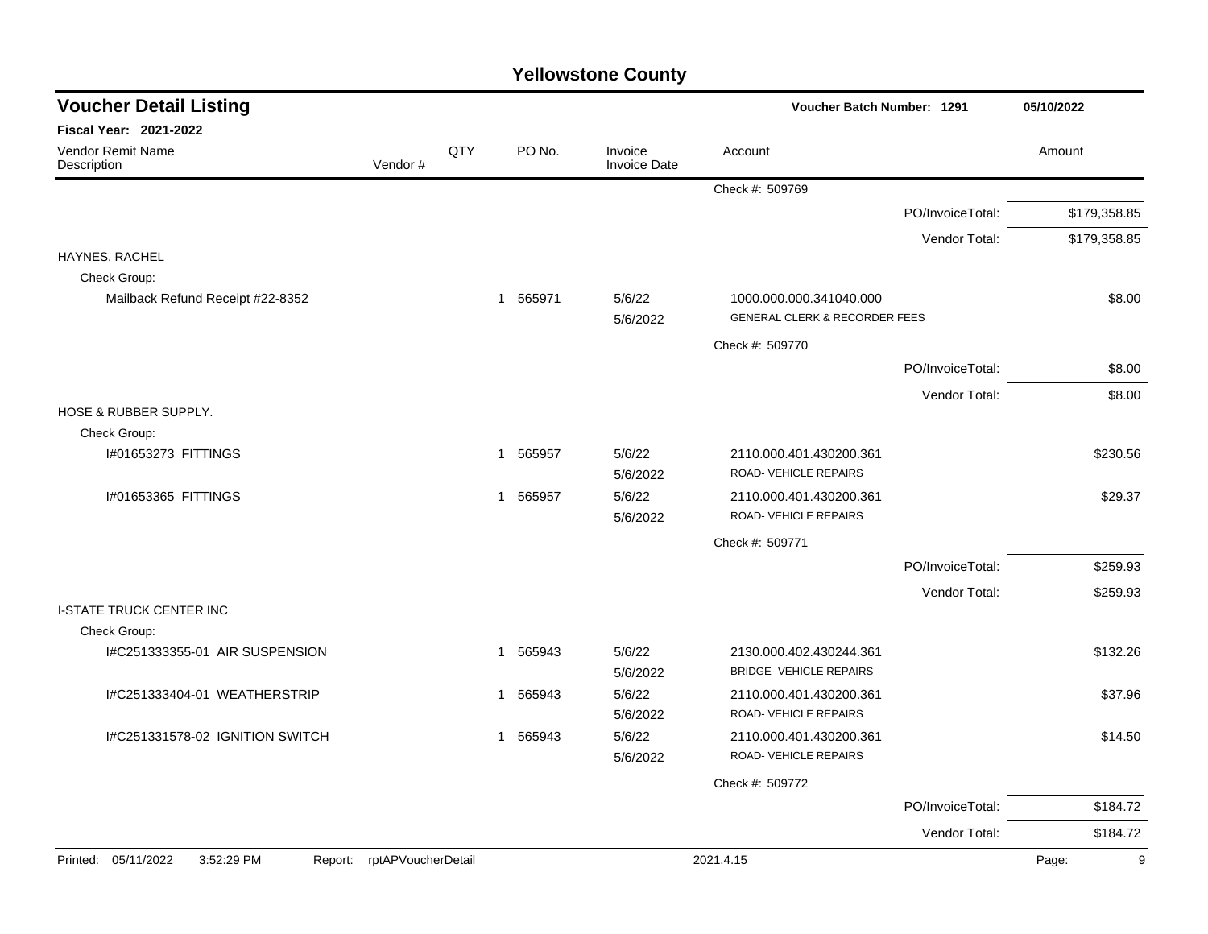# Yellowstone County

## Voucher Detail Listing

**Voucher Batch Number: 1291** — 05/10/2022

**Fiscal Year: 2021-2022**

| Vendor Remit Name / Description | Vendor # | QTY | PO No. | Invoice / Invoice Date | Account | Amount |
|---|---|---|---|---|---|---|
| | | | | | Check #: 509769 | |
| | | | | | PO/InvoiceTotal: | $179,358.85 |
| | | | | | Vendor Total: | $179,358.85 |
| HAYNES, RACHEL | | | | | | |
| Check Group: | | | | | | |
| Mailback Refund Receipt #22-8352 | | 1 | 565971 | 5/6/22 5/6/2022 | 1000.000.000.341040.000 GENERAL CLERK & RECORDER FEES | $8.00 |
| | | | | | Check #: 509770 | |
| | | | | | PO/InvoiceTotal: | $8.00 |
| | | | | | Vendor Total: | $8.00 |
| HOSE & RUBBER SUPPLY. | | | | | | |
| Check Group: | | | | | | |
| I#01653273 FITTINGS | | 1 | 565957 | 5/6/22 5/6/2022 | 2110.000.401.430200.361 ROAD- VEHICLE REPAIRS | $230.56 |
| I#01653365 FITTINGS | | 1 | 565957 | 5/6/22 5/6/2022 | 2110.000.401.430200.361 ROAD- VEHICLE REPAIRS | $29.37 |
| | | | | | Check #: 509771 | |
| | | | | | PO/InvoiceTotal: | $259.93 |
| | | | | | Vendor Total: | $259.93 |
| I-STATE TRUCK CENTER INC | | | | | | |
| Check Group: | | | | | | |
| I#C251333355-01 AIR SUSPENSION | | 1 | 565943 | 5/6/22 5/6/2022 | 2130.000.402.430244.361 BRIDGE- VEHICLE REPAIRS | $132.26 |
| I#C251333404-01 WEATHERSTRIP | | 1 | 565943 | 5/6/22 5/6/2022 | 2110.000.401.430200.361 ROAD- VEHICLE REPAIRS | $37.96 |
| I#C251331578-02 IGNITION SWITCH | | 1 | 565943 | 5/6/22 5/6/2022 | 2110.000.401.430200.361 ROAD- VEHICLE REPAIRS | $14.50 |
| | | | | | Check #: 509772 | |
| | | | | | PO/InvoiceTotal: | $184.72 |
| | | | | | Vendor Total: | $184.72 |

Printed: 05/11/2022 3:52:29 PM Report: rptAPVoucherDetail 2021.4.15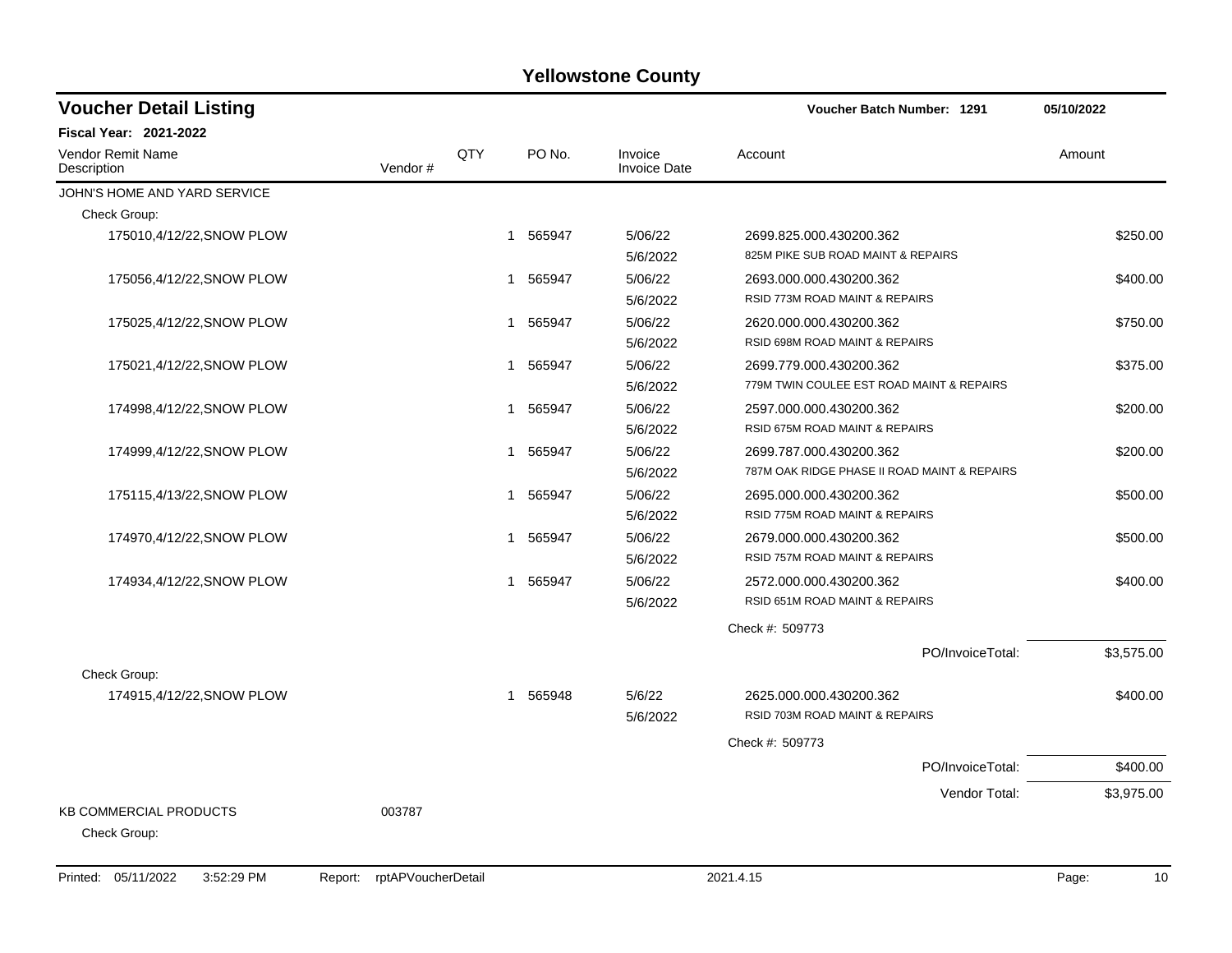# Yellowstone County

## Voucher Detail Listing

**Voucher Batch Number: 1291** 05/10/2022

**Fiscal Year: 2021-2022**

| Vendor Remit Name / Description | Vendor # | QTY | PO No. | Invoice / Invoice Date | Account | Amount |
|---|---|---|---|---|---|---|
| JOHN'S HOME AND YARD SERVICE | | | | | | |
| Check Group: | | | | | | |
| 175010,4/12/22,SNOW PLOW | | 1 | 565947 | 5/06/22 / 5/6/2022 | 2699.825.000.430200.362 / 825M PIKE SUB ROAD MAINT & REPAIRS | $250.00 |
| 175056,4/12/22,SNOW PLOW | | 1 | 565947 | 5/06/22 / 5/6/2022 | 2693.000.000.430200.362 / RSID 773M ROAD MAINT & REPAIRS | $400.00 |
| 175025,4/12/22,SNOW PLOW | | 1 | 565947 | 5/06/22 / 5/6/2022 | 2620.000.000.430200.362 / RSID 698M ROAD MAINT & REPAIRS | $750.00 |
| 175021,4/12/22,SNOW PLOW | | 1 | 565947 | 5/06/22 / 5/6/2022 | 2699.779.000.430200.362 / 779M TWIN COULEE EST ROAD MAINT & REPAIRS | $375.00 |
| 174998,4/12/22,SNOW PLOW | | 1 | 565947 | 5/06/22 / 5/6/2022 | 2597.000.000.430200.362 / RSID 675M ROAD MAINT & REPAIRS | $200.00 |
| 174999,4/12/22,SNOW PLOW | | 1 | 565947 | 5/06/22 / 5/6/2022 | 2699.787.000.430200.362 / 787M OAK RIDGE PHASE II ROAD MAINT & REPAIRS | $200.00 |
| 175115,4/13/22,SNOW PLOW | | 1 | 565947 | 5/06/22 / 5/6/2022 | 2695.000.000.430200.362 / RSID 775M ROAD MAINT & REPAIRS | $500.00 |
| 174970,4/12/22,SNOW PLOW | | 1 | 565947 | 5/06/22 / 5/6/2022 | 2679.000.000.430200.362 / RSID 757M ROAD MAINT & REPAIRS | $500.00 |
| 174934,4/12/22,SNOW PLOW | | 1 | 565947 | 5/06/22 / 5/6/2022 | 2572.000.000.430200.362 / RSID 651M ROAD MAINT & REPAIRS | $400.00 |
| | | | | | Check #: 509773 | |
| | | | | | PO/InvoiceTotal: | $3,575.00 |
| Check Group: | | | | | | |
| 174915,4/12/22,SNOW PLOW | | 1 | 565948 | 5/6/22 / 5/6/2022 | 2625.000.000.430200.362 / RSID 703M ROAD MAINT & REPAIRS | $400.00 |
| | | | | | Check #: 509773 | |
| | | | | | PO/InvoiceTotal: | $400.00 |
| | | | | | Vendor Total: | $3,975.00 |
| KB COMMERCIAL PRODUCTS | 003787 | | | | | |
| Check Group: | | | | | | |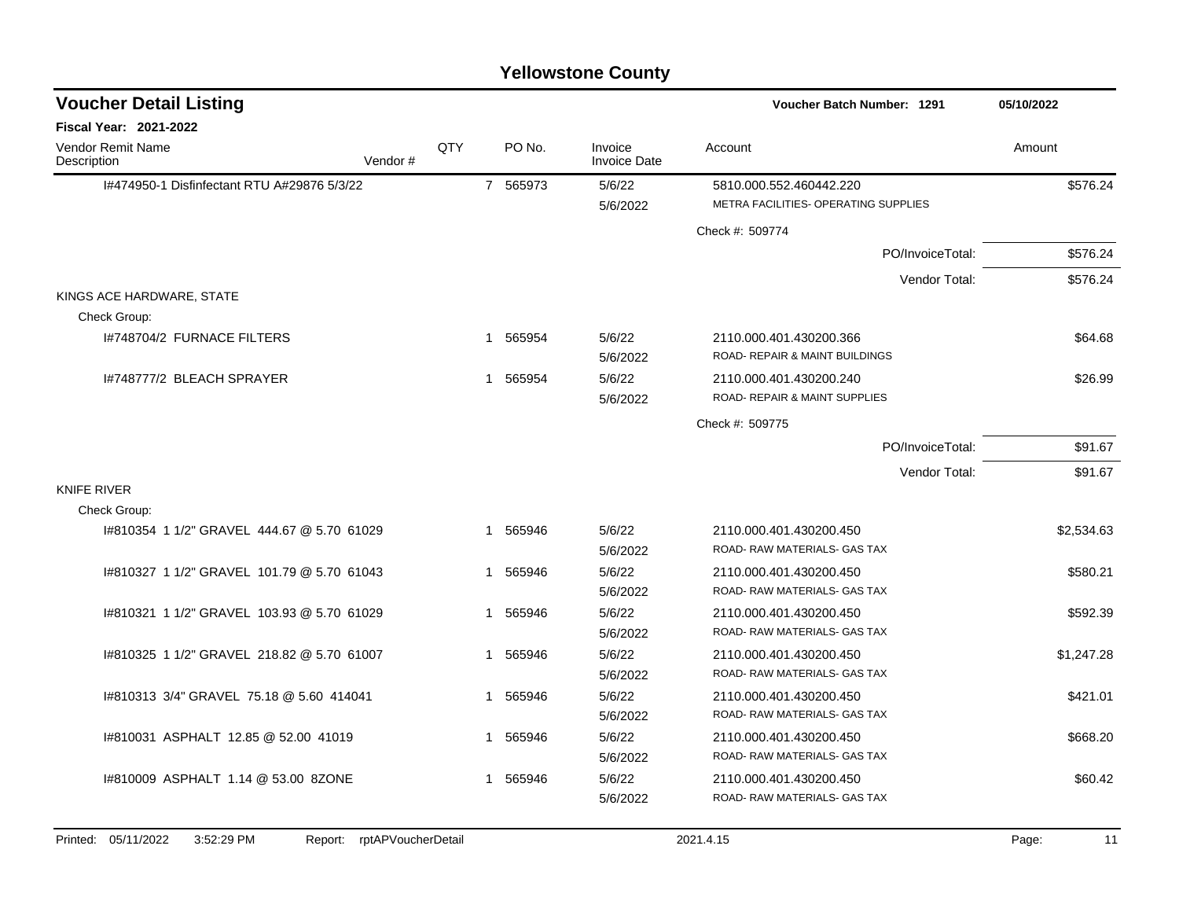# Yellowstone County

## Voucher Detail Listing

**Voucher Batch Number: 1291** | 05/10/2022

**Fiscal Year: 2021-2022**

| Vendor Remit Name / Description | Vendor # | QTY | PO No. | Invoice / Invoice Date | Account | Amount |
|---|---|---|---|---|---|---|
| I#474950-1 Disfinfectant RTU A#29876 5/3/22 | | 7 | 565973 | 5/6/22 / 5/6/2022 | 5810.000.552.460442.220 METRA FACILITIES- OPERATING SUPPLIES | $576.24 |
| | | | | | Check #: 509774 | |
| | | | | | PO/InvoiceTotal: | $576.24 |
| | | | | | Vendor Total: | $576.24 |
| **KINGS ACE HARDWARE, STATE** | | | | | | |
| Check Group: | | | | | | |
| I#748704/2 FURNACE FILTERS | | 1 | 565954 | 5/6/22 / 5/6/2022 | 2110.000.401.430200.366 ROAD- REPAIR & MAINT BUILDINGS | $64.68 |
| I#748777/2 BLEACH SPRAYER | | 1 | 565954 | 5/6/22 / 5/6/2022 | 2110.000.401.430200.240 ROAD- REPAIR & MAINT SUPPLIES | $26.99 |
| | | | | | Check #: 509775 | |
| | | | | | PO/InvoiceTotal: | $91.67 |
| | | | | | Vendor Total: | $91.67 |
| **KNIFE RIVER** | | | | | | |
| Check Group: | | | | | | |
| I#810354 1 1/2" GRAVEL 444.67 @ 5.70 61029 | | 1 | 565946 | 5/6/22 / 5/6/2022 | 2110.000.401.430200.450 ROAD- RAW MATERIALS- GAS TAX | $2,534.63 |
| I#810327 1 1/2" GRAVEL 101.79 @ 5.70 61043 | | 1 | 565946 | 5/6/22 / 5/6/2022 | 2110.000.401.430200.450 ROAD- RAW MATERIALS- GAS TAX | $580.21 |
| I#810321 1 1/2" GRAVEL 103.93 @ 5.70 61029 | | 1 | 565946 | 5/6/22 / 5/6/2022 | 2110.000.401.430200.450 ROAD- RAW MATERIALS- GAS TAX | $592.39 |
| I#810325 1 1/2" GRAVEL 218.82 @ 5.70 61007 | | 1 | 565946 | 5/6/22 / 5/6/2022 | 2110.000.401.430200.450 ROAD- RAW MATERIALS- GAS TAX | $1,247.28 |
| I#810313 3/4" GRAVEL 75.18 @ 5.60 414041 | | 1 | 565946 | 5/6/22 / 5/6/2022 | 2110.000.401.430200.450 ROAD- RAW MATERIALS- GAS TAX | $421.01 |
| I#810031 ASPHALT 12.85 @ 52.00 41019 | | 1 | 565946 | 5/6/22 / 5/6/2022 | 2110.000.401.430200.450 ROAD- RAW MATERIALS- GAS TAX | $668.20 |
| I#810009 ASPHALT 1.14 @ 53.00 8ZONE | | 1 | 565946 | 5/6/22 / 5/6/2022 | 2110.000.401.430200.450 ROAD- RAW MATERIALS- GAS TAX | $60.42 |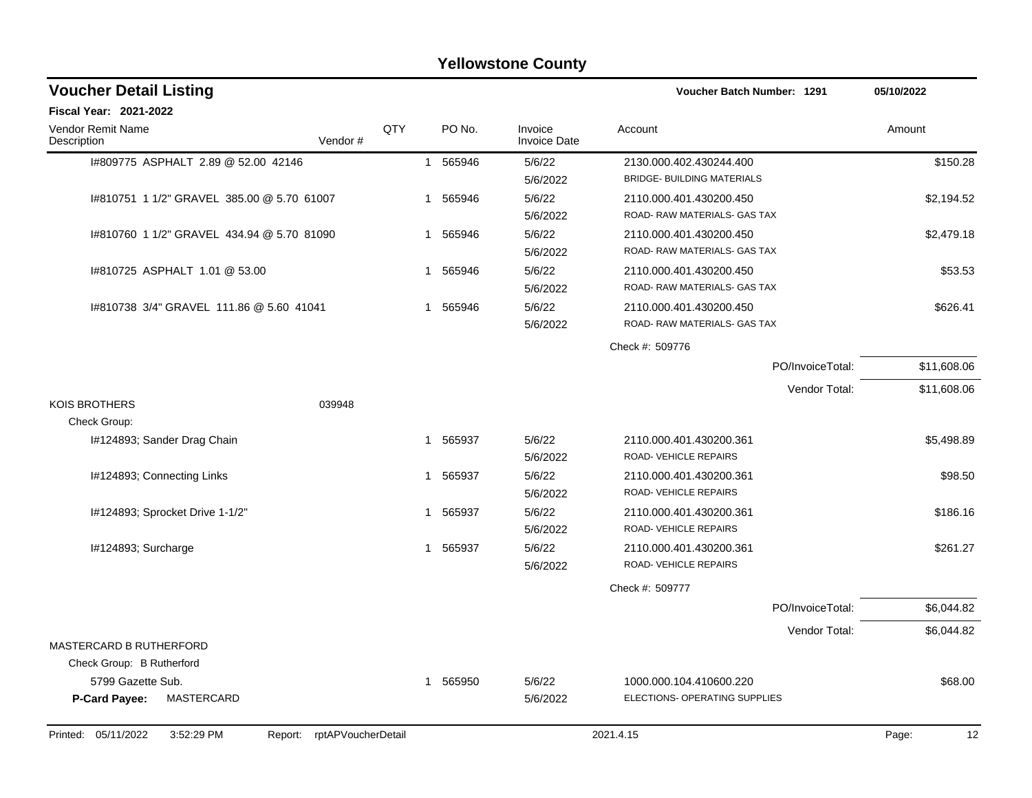# Yellowstone County

## Voucher Detail Listing

Voucher Batch Number: 1291 — 05/10/2022

**Fiscal Year: 2021-2022**

| Vendor Remit Name / Description | Vendor # | QTY | PO No. | Invoice / Invoice Date | Account | Amount |
|---|---|---|---|---|---|---|
| I#809775 ASPHALT 2.89 @ 52.00 42146 | | 1 | 565946 | 5/6/22 5/6/2022 | 2130.000.402.430244.400 BRIDGE- BUILDING MATERIALS | $150.28 |
| I#810751 1 1/2" GRAVEL 385.00 @ 5.70 61007 | | 1 | 565946 | 5/6/22 5/6/2022 | 2110.000.401.430200.450 ROAD- RAW MATERIALS- GAS TAX | $2,194.52 |
| I#810760 1 1/2" GRAVEL 434.94 @ 5.70 81090 | | 1 | 565946 | 5/6/22 5/6/2022 | 2110.000.401.430200.450 ROAD- RAW MATERIALS- GAS TAX | $2,479.18 |
| I#810725 ASPHALT 1.01 @ 53.00 | | 1 | 565946 | 5/6/22 5/6/2022 | 2110.000.401.430200.450 ROAD- RAW MATERIALS- GAS TAX | $53.53 |
| I#810738 3/4" GRAVEL 111.86 @ 5.60 41041 | | 1 | 565946 | 5/6/22 5/6/2022 | 2110.000.401.430200.450 ROAD- RAW MATERIALS- GAS TAX | $626.41 |
| | | | | | Check #: 509776 | |
| | | | | | PO/InvoiceTotal: | $11,608.06 |
| | | | | | Vendor Total: | $11,608.06 |
| KOIS BROTHERS | 039948 | | | | | |
| Check Group: | | | | | | |
| I#124893; Sander Drag Chain | | 1 | 565937 | 5/6/22 5/6/2022 | 2110.000.401.430200.361 ROAD- VEHICLE REPAIRS | $5,498.89 |
| I#124893; Connecting Links | | 1 | 565937 | 5/6/22 5/6/2022 | 2110.000.401.430200.361 ROAD- VEHICLE REPAIRS | $98.50 |
| I#124893; Sprocket Drive 1-1/2" | | 1 | 565937 | 5/6/22 5/6/2022 | 2110.000.401.430200.361 ROAD- VEHICLE REPAIRS | $186.16 |
| I#124893; Surcharge | | 1 | 565937 | 5/6/22 5/6/2022 | 2110.000.401.430200.361 ROAD- VEHICLE REPAIRS | $261.27 |
| | | | | | Check #: 509777 | |
| | | | | | PO/InvoiceTotal: | $6,044.82 |
| | | | | | Vendor Total: | $6,044.82 |
| MASTERCARD B RUTHERFORD | | | | | | |
| Check Group: B Rutherford | | | | | | |
| 5799 Gazette Sub. | | 1 | 565950 | 5/6/22 5/6/2022 | 1000.000.104.410600.220 ELECTIONS- OPERATING SUPPLIES | $68.00 |
| **P-Card Payee:** MASTERCARD | | | | | | |

Printed: 05/11/2022 3:52:29 PM Report: rptAPVoucherDetail 2021.4.15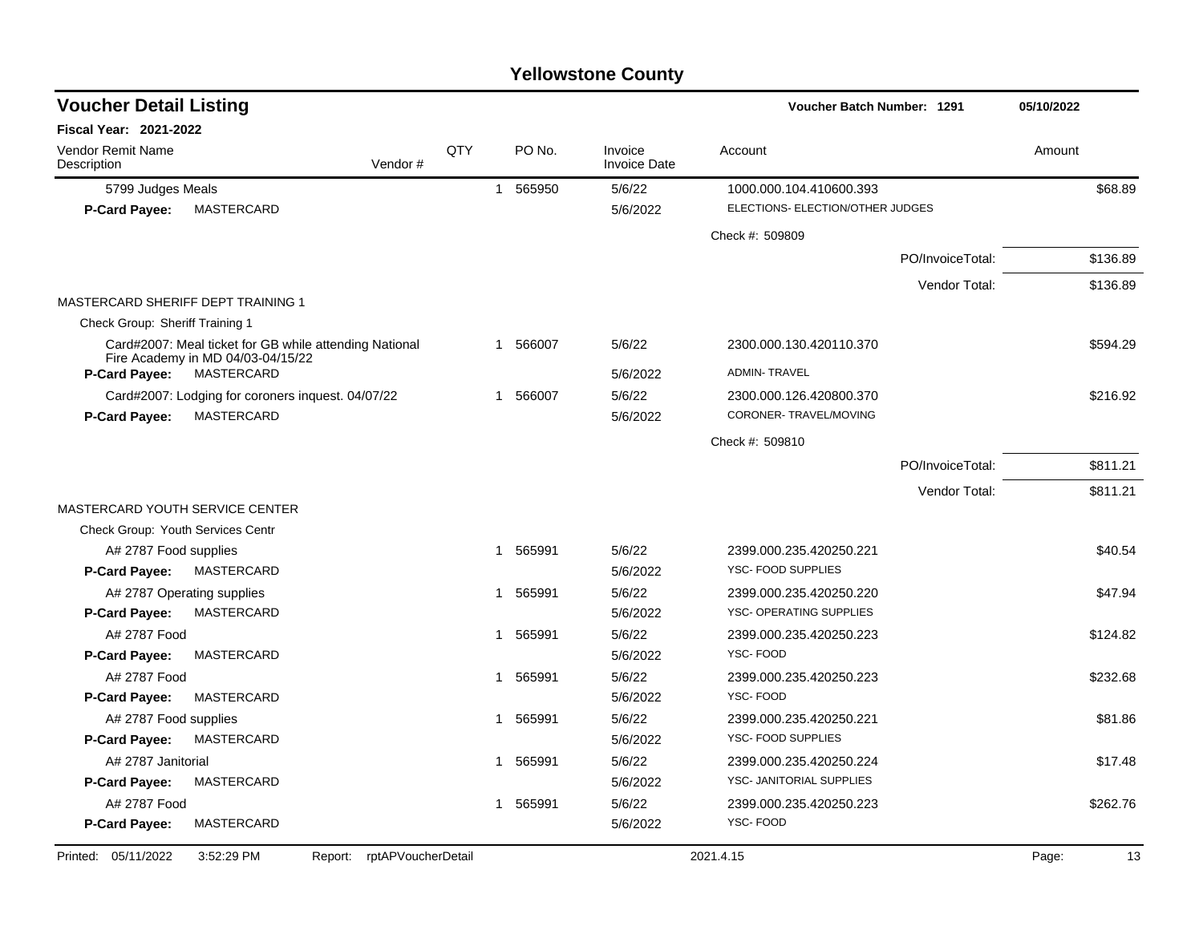# Yellowstone County

## Voucher Detail Listing

**Voucher Batch Number: 1291** | 05/10/2022

**Fiscal Year: 2021-2022**

| Vendor Remit Name / Description | Vendor # | QTY | PO No. | Invoice / Invoice Date | Account | Amount |
|---|---|---|---|---|---|---|
| 5799 Judges Meals | | 1 | 565950 | 5/6/22 | 1000.000.104.410600.393 | $68.89 |
| **P-Card Payee:** MASTERCARD | | | | 5/6/2022 | ELECTIONS- ELECTION/OTHER JUDGES | |
| | | | | | Check #: 509809 | |
| | | | | | PO/InvoiceTotal: | $136.89 |
| | | | | | Vendor Total: | $136.89 |
| MASTERCARD SHERIFF DEPT TRAINING 1 | | | | | | |
| Check Group: Sheriff Training 1 | | | | | | |
| Card#2007: Meal ticket for GB while attending National Fire Academy in MD 04/03-04/15/22 | | 1 | 566007 | 5/6/22 | 2300.000.130.420110.370 | $594.29 |
| **P-Card Payee:** MASTERCARD | | | | 5/6/2022 | ADMIN- TRAVEL | |
| Card#2007: Lodging for coroners inquest. 04/07/22 | | 1 | 566007 | 5/6/22 | 2300.000.126.420800.370 | $216.92 |
| **P-Card Payee:** MASTERCARD | | | | 5/6/2022 | CORONER- TRAVEL/MOVING | |
| | | | | | Check #: 509810 | |
| | | | | | PO/InvoiceTotal: | $811.21 |
| | | | | | Vendor Total: | $811.21 |
| MASTERCARD YOUTH SERVICE CENTER | | | | | | |
| Check Group: Youth Services Centr | | | | | | |
| A# 2787 Food supplies | | 1 | 565991 | 5/6/22 | 2399.000.235.420250.221 | $40.54 |
| **P-Card Payee:** MASTERCARD | | | | 5/6/2022 | YSC- FOOD SUPPLIES | |
| A# 2787 Operating supplies | | 1 | 565991 | 5/6/22 | 2399.000.235.420250.220 | $47.94 |
| **P-Card Payee:** MASTERCARD | | | | 5/6/2022 | YSC- OPERATING SUPPLIES | |
| A# 2787 Food | | 1 | 565991 | 5/6/22 | 2399.000.235.420250.223 | $124.82 |
| **P-Card Payee:** MASTERCARD | | | | 5/6/2022 | YSC- FOOD | |
| A# 2787 Food | | 1 | 565991 | 5/6/22 | 2399.000.235.420250.223 | $232.68 |
| **P-Card Payee:** MASTERCARD | | | | 5/6/2022 | YSC- FOOD | |
| A# 2787 Food supplies | | 1 | 565991 | 5/6/22 | 2399.000.235.420250.221 | $81.86 |
| **P-Card Payee:** MASTERCARD | | | | 5/6/2022 | YSC- FOOD SUPPLIES | |
| A# 2787 Janitorial | | 1 | 565991 | 5/6/22 | 2399.000.235.420250.224 | $17.48 |
| **P-Card Payee:** MASTERCARD | | | | 5/6/2022 | YSC- JANITORIAL SUPPLIES | |
| A# 2787 Food | | 1 | 565991 | 5/6/22 | 2399.000.235.420250.223 | $262.76 |
| **P-Card Payee:** MASTERCARD | | | | 5/6/2022 | YSC- FOOD | |

Printed: 05/11/2022 3:52:29 PM Report: rptAPVoucherDetail 2021.4.15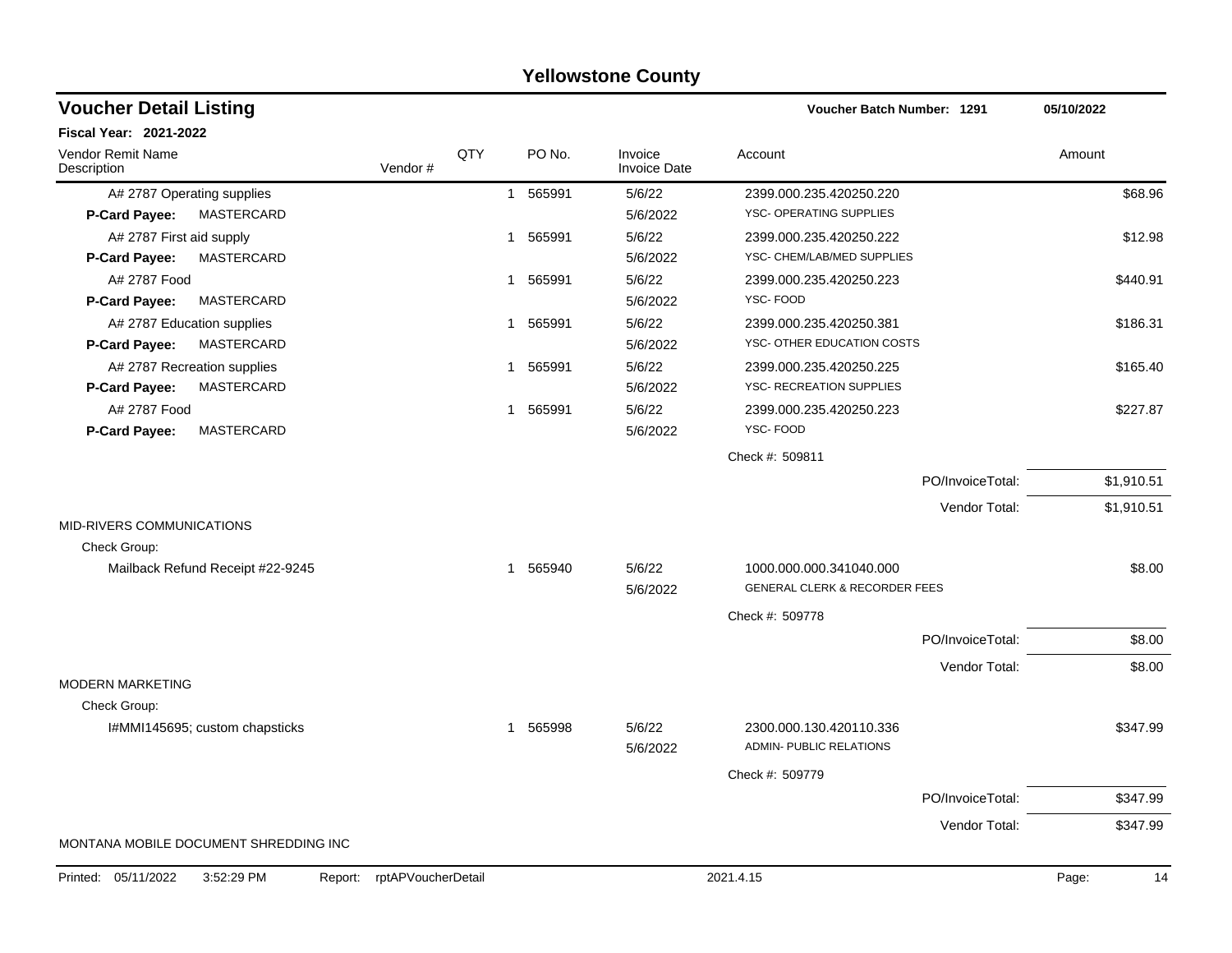## Yellowstone County

### Voucher Detail Listing

**Voucher Batch Number: 1291** 05/10/2022

**Fiscal Year: 2021-2022**

| Vendor Remit Name / Description | Vendor # | QTY | PO No. | Invoice / Invoice Date | Account | Amount |
|---|---|---|---|---|---|---|
| A# 2787 Operating supplies | | 1 | 565991 | 5/6/22 | 2399.000.235.420250.220 | $68.96 |
| **P-Card Payee:** MASTERCARD | | | | 5/6/2022 | YSC- OPERATING SUPPLIES | |
| A# 2787 First aid supply | | 1 | 565991 | 5/6/22 | 2399.000.235.420250.222 | $12.98 |
| **P-Card Payee:** MASTERCARD | | | | 5/6/2022 | YSC- CHEM/LAB/MED SUPPLIES | |
| A# 2787 Food | | 1 | 565991 | 5/6/22 | 2399.000.235.420250.223 | $440.91 |
| **P-Card Payee:** MASTERCARD | | | | 5/6/2022 | YSC- FOOD | |
| A# 2787 Education supplies | | 1 | 565991 | 5/6/22 | 2399.000.235.420250.381 | $186.31 |
| **P-Card Payee:** MASTERCARD | | | | 5/6/2022 | YSC- OTHER EDUCATION COSTS | |
| A# 2787 Recreation supplies | | 1 | 565991 | 5/6/22 | 2399.000.235.420250.225 | $165.40 |
| **P-Card Payee:** MASTERCARD | | | | 5/6/2022 | YSC- RECREATION SUPPLIES | |
| A# 2787 Food | | 1 | 565991 | 5/6/22 | 2399.000.235.420250.223 | $227.87 |
| **P-Card Payee:** MASTERCARD | | | | 5/6/2022 | YSC- FOOD | |
| | | | | | Check #: 509811 | |
| | | | | | PO/InvoiceTotal: | $1,910.51 |
| | | | | | Vendor Total: | $1,910.51 |
| MID-RIVERS COMMUNICATIONS | | | | | | |
| Check Group: | | | | | | |
| Mailback Refund Receipt #22-9245 | | 1 | 565940 | 5/6/22 | 1000.000.000.341040.000 | $8.00 |
| | | | | 5/6/2022 | GENERAL CLERK & RECORDER FEES | |
| | | | | | Check #: 509778 | |
| | | | | | PO/InvoiceTotal: | $8.00 |
| | | | | | Vendor Total: | $8.00 |
| MODERN MARKETING | | | | | | |
| Check Group: | | | | | | |
| I#MMI145695; custom chapsticks | | 1 | 565998 | 5/6/22 | 2300.000.130.420110.336 | $347.99 |
| | | | | 5/6/2022 | ADMIN- PUBLIC RELATIONS | |
| | | | | | Check #: 509779 | |
| | | | | | PO/InvoiceTotal: | $347.99 |
| | | | | | Vendor Total: | $347.99 |
| MONTANA MOBILE DOCUMENT SHREDDING INC | | | | | | |

Printed: 05/11/2022 3:52:29 PM Report: rptAPVoucherDetail 2021.4.15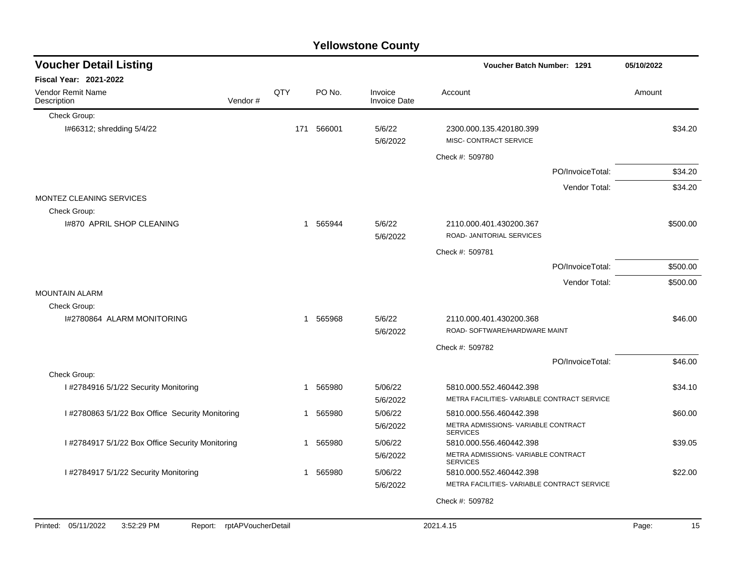# Yellowstone County

## Voucher Detail Listing

**Voucher Batch Number: 1291** — 05/10/2022

**Fiscal Year: 2021-2022**

| Vendor Remit Name / Description | Vendor # | QTY | PO No. | Invoice / Invoice Date | Account | Amount |
|---|---|---|---|---|---|---|
| Check Group: | | | | | | |
| I#66312; shredding 5/4/22 | | 171 | 566001 | 5/6/22<br>5/6/2022 | 2300.000.135.420180.399<br>MISC- CONTRACT SERVICE | $34.20 |
| | | | | | Check #: 509780 | |
| | | | | | PO/InvoiceTotal: | $34.20 |
| | | | | | Vendor Total: | $34.20 |
| MONTEZ CLEANING SERVICES | | | | | | |
| Check Group: | | | | | | |
| I#870 APRIL SHOP CLEANING | | 1 | 565944 | 5/6/22<br>5/6/2022 | 2110.000.401.430200.367<br>ROAD- JANITORIAL SERVICES | $500.00 |
| | | | | | Check #: 509781 | |
| | | | | | PO/InvoiceTotal: | $500.00 |
| | | | | | Vendor Total: | $500.00 |
| MOUNTAIN ALARM | | | | | | |
| Check Group: | | | | | | |
| I#2780864 ALARM MONITORING | | 1 | 565968 | 5/6/22<br>5/6/2022 | 2110.000.401.430200.368<br>ROAD- SOFTWARE/HARDWARE MAINT | $46.00 |
| | | | | | Check #: 509782 | |
| | | | | | PO/InvoiceTotal: | $46.00 |
| Check Group: | | | | | | |
| I #2784916 5/1/22 Security Monitoring | | 1 | 565980 | 5/06/22<br>5/6/2022 | 5810.000.552.460442.398<br>METRA FACILITIES- VARIABLE CONTRACT SERVICE | $34.10 |
| I #2780863 5/1/22 Box Office Security Monitoring | | 1 | 565980 | 5/06/22<br>5/6/2022 | 5810.000.556.460442.398<br>METRA ADMISSIONS- VARIABLE CONTRACT SERVICES | $60.00 |
| I #2784917 5/1/22 Box Office Security Monitoring | | 1 | 565980 | 5/06/22<br>5/6/2022 | 5810.000.556.460442.398<br>METRA ADMISSIONS- VARIABLE CONTRACT SERVICES | $39.05 |
| I #2784917 5/1/22 Security Monitoring | | 1 | 565980 | 5/06/22<br>5/6/2022 | 5810.000.552.460442.398<br>METRA FACILITIES- VARIABLE CONTRACT SERVICE | $22.00 |
| | | | | | Check #: 509782 | |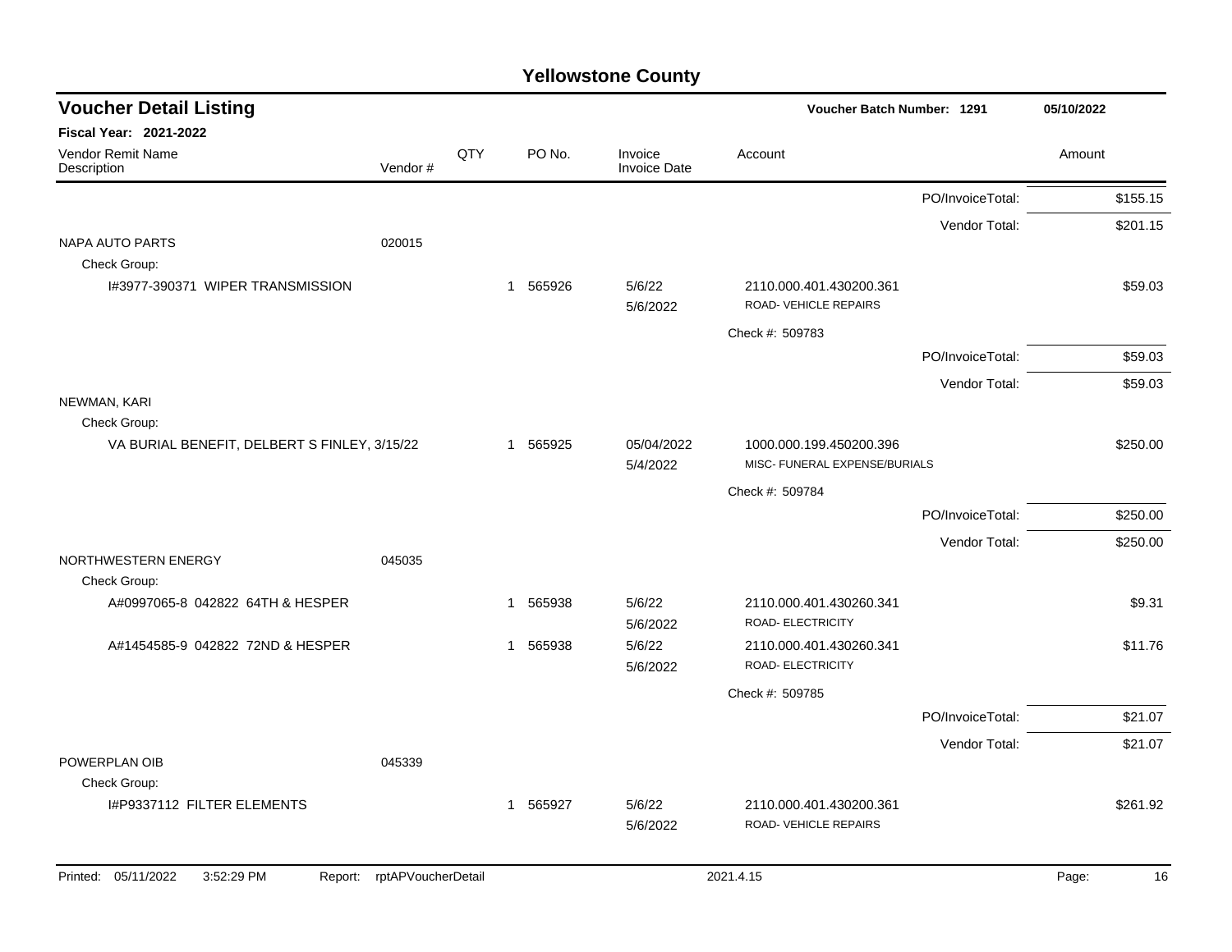# Yellowstone County

## Voucher Detail Listing

**Voucher Batch Number: 1291** | 05/10/2022

**Fiscal Year: 2021-2022**

| Vendor Remit Name / Description | Vendor # | QTY | PO No. | Invoice / Invoice Date | Account | Amount |
|---|---|---|---|---|---|---|
| | | | | | PO/InvoiceTotal: | $155.15 |
| | | | | | Vendor Total: | $201.15 |
| NAPA AUTO PARTS | 020015 | | | | | |
| Check Group: | | | | | | |
| I#3977-390371 WIPER TRANSMISSION | | 1 | 565926 | 5/6/22 5/6/2022 | 2110.000.401.430200.361 ROAD- VEHICLE REPAIRS | $59.03 |
| | | | | | Check #: 509783 | |
| | | | | | PO/InvoiceTotal: | $59.03 |
| | | | | | Vendor Total: | $59.03 |
| NEWMAN, KARI | | | | | | |
| Check Group: | | | | | | |
| VA BURIAL BENEFIT, DELBERT S FINLEY, 3/15/22 | | 1 | 565925 | 05/04/2022 5/4/2022 | 1000.000.199.450200.396 MISC- FUNERAL EXPENSE/BURIALS | $250.00 |
| | | | | | Check #: 509784 | |
| | | | | | PO/InvoiceTotal: | $250.00 |
| | | | | | Vendor Total: | $250.00 |
| NORTHWESTERN ENERGY | 045035 | | | | | |
| Check Group: | | | | | | |
| A#0997065-8 042822 64TH & HESPER | | 1 | 565938 | 5/6/22 5/6/2022 | 2110.000.401.430260.341 ROAD- ELECTRICITY | $9.31 |
| A#1454585-9 042822 72ND & HESPER | | 1 | 565938 | 5/6/22 5/6/2022 | 2110.000.401.430260.341 ROAD- ELECTRICITY | $11.76 |
| | | | | | Check #: 509785 | |
| | | | | | PO/InvoiceTotal: | $21.07 |
| | | | | | Vendor Total: | $21.07 |
| POWERPLAN OIB | 045339 | | | | | |
| Check Group: | | | | | | |
| I#P9337112 FILTER ELEMENTS | | 1 | 565927 | 5/6/22 5/6/2022 | 2110.000.401.430200.361 ROAD- VEHICLE REPAIRS | $261.92 |

Printed: 05/11/2022 3:52:29 PM Report: rptAPVoucherDetail 2021.4.15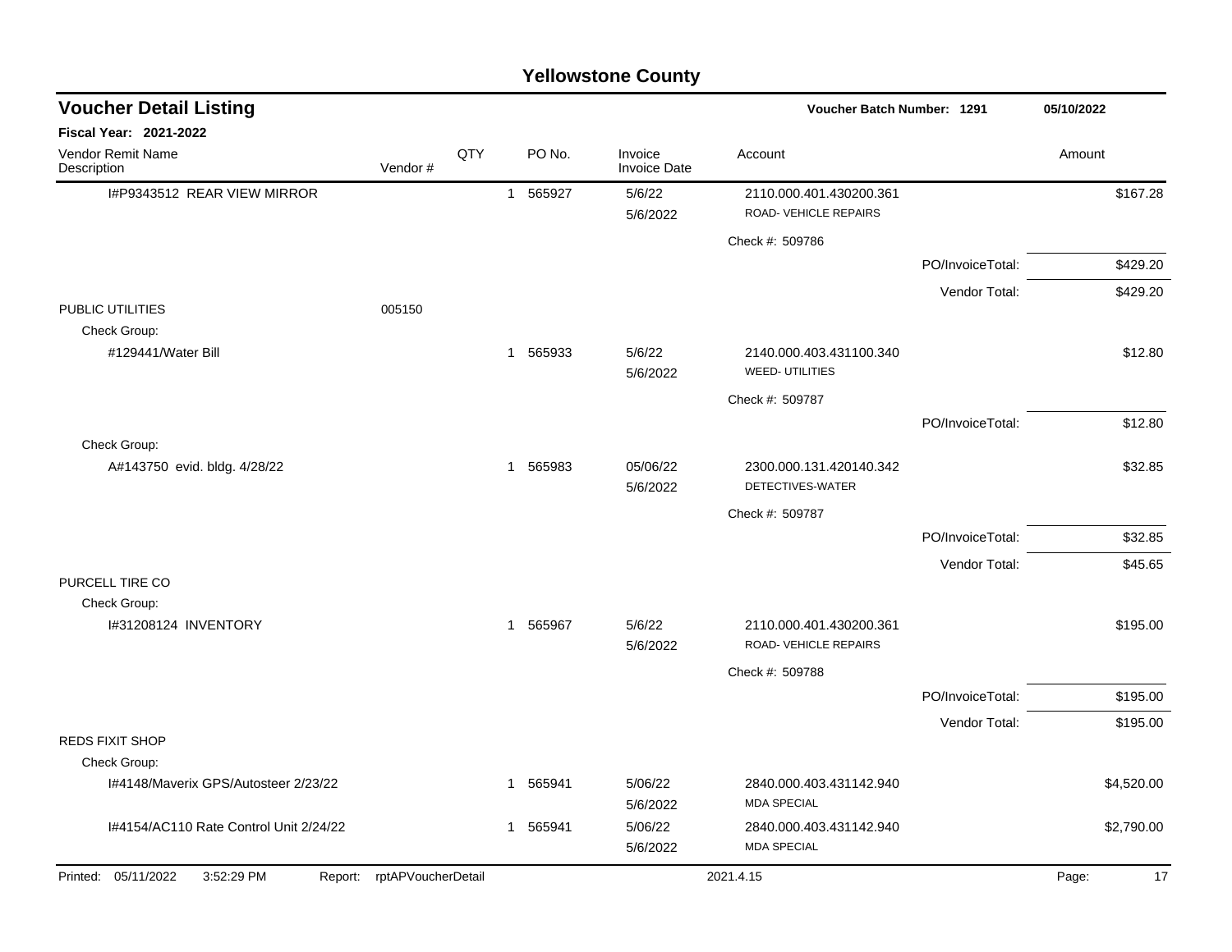# Yellowstone County

## Voucher Detail Listing

**Voucher Batch Number: 1291** 05/10/2022

**Fiscal Year: 2021-2022**

| Vendor Remit Name / Description | Vendor # | QTY | PO No. | Invoice / Invoice Date | Account | | Amount |
|---|---|---|---|---|---|---|---|
| I#P9343512 REAR VIEW MIRROR | | 1 | 565927 | 5/6/22 / 5/6/2022 | 2110.000.401.430200.361 ROAD- VEHICLE REPAIRS | | $167.28 |
| | | | | | Check #: 509786 | | |
| | | | | | | PO/InvoiceTotal: | $429.20 |
| | | | | | | Vendor Total: | $429.20 |
| PUBLIC UTILITIES | 005150 | | | | | | |
| Check Group: | | | | | | | |
| #129441/Water Bill | | 1 | 565933 | 5/6/22 / 5/6/2022 | 2140.000.403.431100.340 WEED- UTILITIES | | $12.80 |
| | | | | | Check #: 509787 | | |
| | | | | | | PO/InvoiceTotal: | $12.80 |
| Check Group: | | | | | | | |
| A#143750 evid. bldg. 4/28/22 | | 1 | 565983 | 05/06/22 / 5/6/2022 | 2300.000.131.420140.342 DETECTIVES-WATER | | $32.85 |
| | | | | | Check #: 509787 | | |
| | | | | | | PO/InvoiceTotal: | $32.85 |
| | | | | | | Vendor Total: | $45.65 |
| PURCELL TIRE CO | | | | | | | |
| Check Group: | | | | | | | |
| I#31208124 INVENTORY | | 1 | 565967 | 5/6/22 / 5/6/2022 | 2110.000.401.430200.361 ROAD- VEHICLE REPAIRS | | $195.00 |
| | | | | | Check #: 509788 | | |
| | | | | | | PO/InvoiceTotal: | $195.00 |
| | | | | | | Vendor Total: | $195.00 |
| REDS FIXIT SHOP | | | | | | | |
| Check Group: | | | | | | | |
| I#4148/Maverix GPS/Autosteer 2/23/22 | | 1 | 565941 | 5/06/22 / 5/6/2022 | 2840.000.403.431142.940 MDA SPECIAL | | $4,520.00 |
| I#4154/AC110 Rate Control Unit 2/24/22 | | 1 | 565941 | 5/06/22 / 5/6/2022 | 2840.000.403.431142.940 MDA SPECIAL | | $2,790.00 |

Printed: 05/11/2022 3:52:29 PM Report: rptAPVoucherDetail 2021.4.15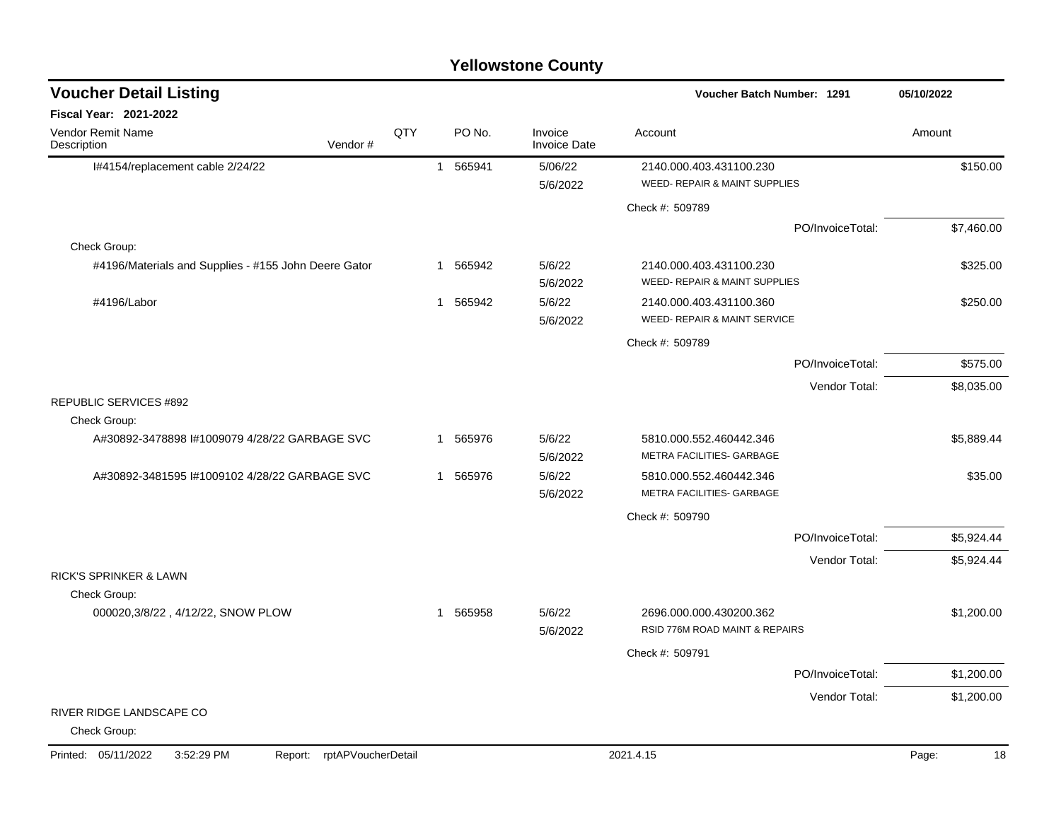## Yellowstone County

**Voucher Detail Listing** — Voucher Batch Number: 1291 — 05/10/2022

**Fiscal Year: 2021-2022**

| Vendor Remit Name / Description | Vendor # | QTY | PO No. | Invoice / Invoice Date | Account | Amount |
|---|---|---|---|---|---|---|
| I#4154/replacement cable 2/24/22 | | 1 | 565941 | 5/06/22 5/6/2022 | 2140.000.403.431100.230 WEED- REPAIR & MAINT SUPPLIES | $150.00 |
| | | | | | Check #: 509789 | |
| | | | | | PO/InvoiceTotal: | $7,460.00 |
| Check Group: | | | | | | |
| #4196/Materials and Supplies - #155 John Deere Gator | | 1 | 565942 | 5/6/22 5/6/2022 | 2140.000.403.431100.230 WEED- REPAIR & MAINT SUPPLIES | $325.00 |
| #4196/Labor | | 1 | 565942 | 5/6/22 5/6/2022 | 2140.000.403.431100.360 WEED- REPAIR & MAINT SERVICE | $250.00 |
| | | | | | Check #: 509789 | |
| | | | | | PO/InvoiceTotal: | $575.00 |
| | | | | | Vendor Total: | $8,035.00 |
| REPUBLIC SERVICES #892 | | | | | | |
| Check Group: | | | | | | |
| A#30892-3478898 I#1009079 4/28/22 GARBAGE SVC | | 1 | 565976 | 5/6/22 5/6/2022 | 5810.000.552.460442.346 METRA FACILITIES- GARBAGE | $5,889.44 |
| A#30892-3481595 I#1009102 4/28/22 GARBAGE SVC | | 1 | 565976 | 5/6/22 5/6/2022 | 5810.000.552.460442.346 METRA FACILITIES- GARBAGE | $35.00 |
| | | | | | Check #: 509790 | |
| | | | | | PO/InvoiceTotal: | $5,924.44 |
| | | | | | Vendor Total: | $5,924.44 |
| RICK'S SPRINKER & LAWN | | | | | | |
| Check Group: | | | | | | |
| 000020,3/8/22 , 4/12/22, SNOW PLOW | | 1 | 565958 | 5/6/22 5/6/2022 | 2696.000.000.430200.362 RSID 776M ROAD MAINT & REPAIRS | $1,200.00 |
| | | | | | Check #: 509791 | |
| | | | | | PO/InvoiceTotal: | $1,200.00 |
| | | | | | Vendor Total: | $1,200.00 |
| RIVER RIDGE LANDSCAPE CO | | | | | | |
| Check Group: | | | | | | |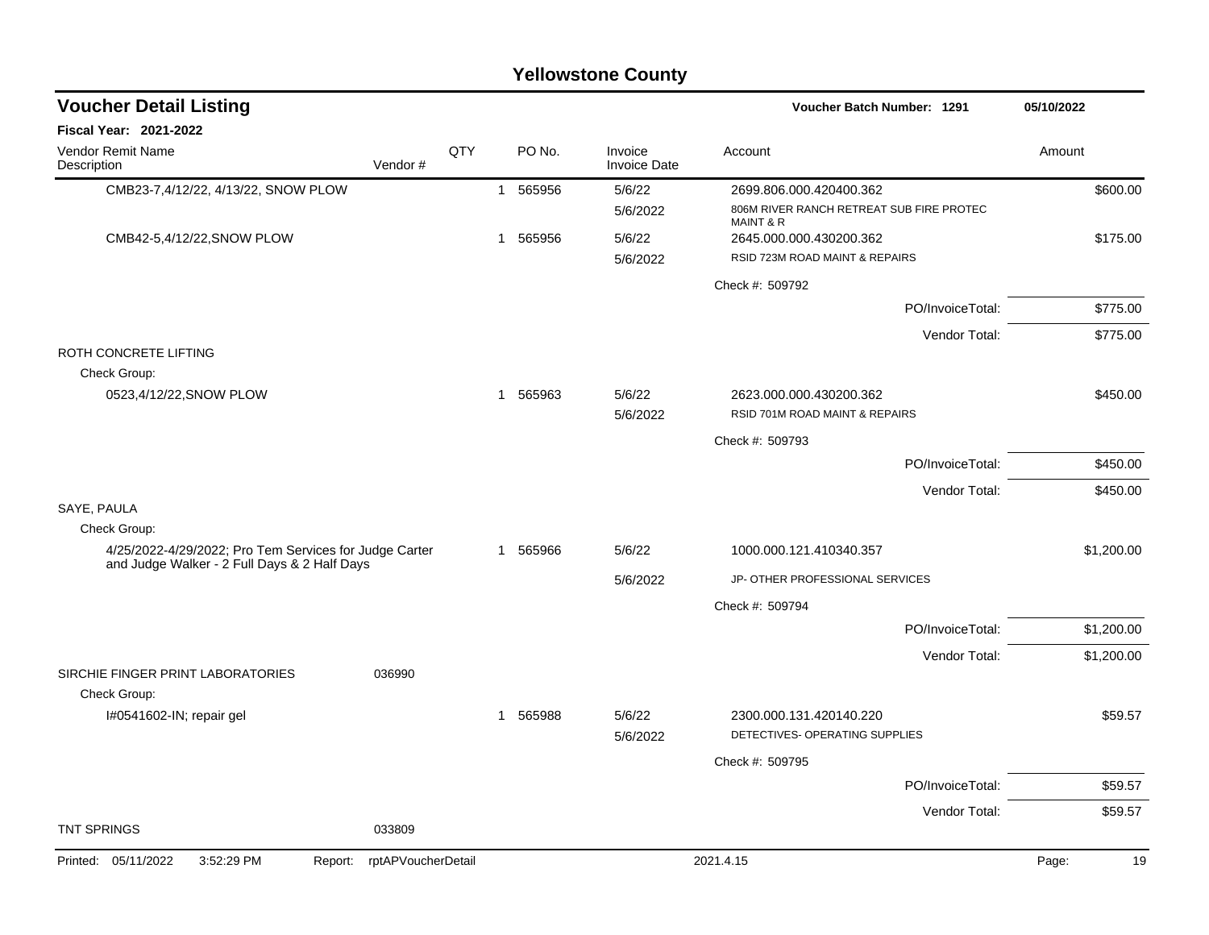# Yellowstone County

## Voucher Detail Listing

**Voucher Batch Number: 1291** 05/10/2022

**Fiscal Year: 2021-2022**

| Vendor Remit Name / Description | Vendor # | QTY | PO No. | Invoice / Invoice Date | Account | Amount |
|---|---|---|---|---|---|---|
| CMB23-7,4/12/22, 4/13/22, SNOW PLOW | | 1 | 565956 | 5/6/22 | 2699.806.000.420400.362 | $600.00 |
| | | | | 5/6/2022 | 806M RIVER RANCH RETREAT SUB FIRE PROTEC MAINT & R | |
| CMB42-5,4/12/22,SNOW PLOW | | 1 | 565956 | 5/6/22 | 2645.000.000.430200.362 | $175.00 |
| | | | | 5/6/2022 | RSID 723M ROAD MAINT & REPAIRS | |
| | | | | | Check #: 509792 | |
| | | | | | PO/InvoiceTotal: | $775.00 |
| | | | | | Vendor Total: | $775.00 |
| ROTH CONCRETE LIFTING | | | | | | |
| Check Group: | | | | | | |
| 0523,4/12/22,SNOW PLOW | | 1 | 565963 | 5/6/22 | 2623.000.000.430200.362 | $450.00 |
| | | | | 5/6/2022 | RSID 701M ROAD MAINT & REPAIRS | |
| | | | | | Check #: 509793 | |
| | | | | | PO/InvoiceTotal: | $450.00 |
| | | | | | Vendor Total: | $450.00 |
| SAYE, PAULA | | | | | | |
| Check Group: | | | | | | |
| 4/25/2022-4/29/2022; Pro Tem Services for Judge Carter and Judge Walker - 2 Full Days & 2 Half Days | | 1 | 565966 | 5/6/22 | 1000.000.121.410340.357 | $1,200.00 |
| | | | | 5/6/2022 | JP- OTHER PROFESSIONAL SERVICES | |
| | | | | | Check #: 509794 | |
| | | | | | PO/InvoiceTotal: | $1,200.00 |
| | | | | | Vendor Total: | $1,200.00 |
| SIRCHIE FINGER PRINT LABORATORIES | 036990 | | | | | |
| Check Group: | | | | | | |
| I#0541602-IN; repair gel | | 1 | 565988 | 5/6/22 | 2300.000.131.420140.220 | $59.57 |
| | | | | 5/6/2022 | DETECTIVES- OPERATING SUPPLIES | |
| | | | | | Check #: 509795 | |
| | | | | | PO/InvoiceTotal: | $59.57 |
| | | | | | Vendor Total: | $59.57 |
| TNT SPRINGS | 033809 | | | | | |

Printed: 05/11/2022 3:52:29 PM Report: rptAPVoucherDetail 2021.4.15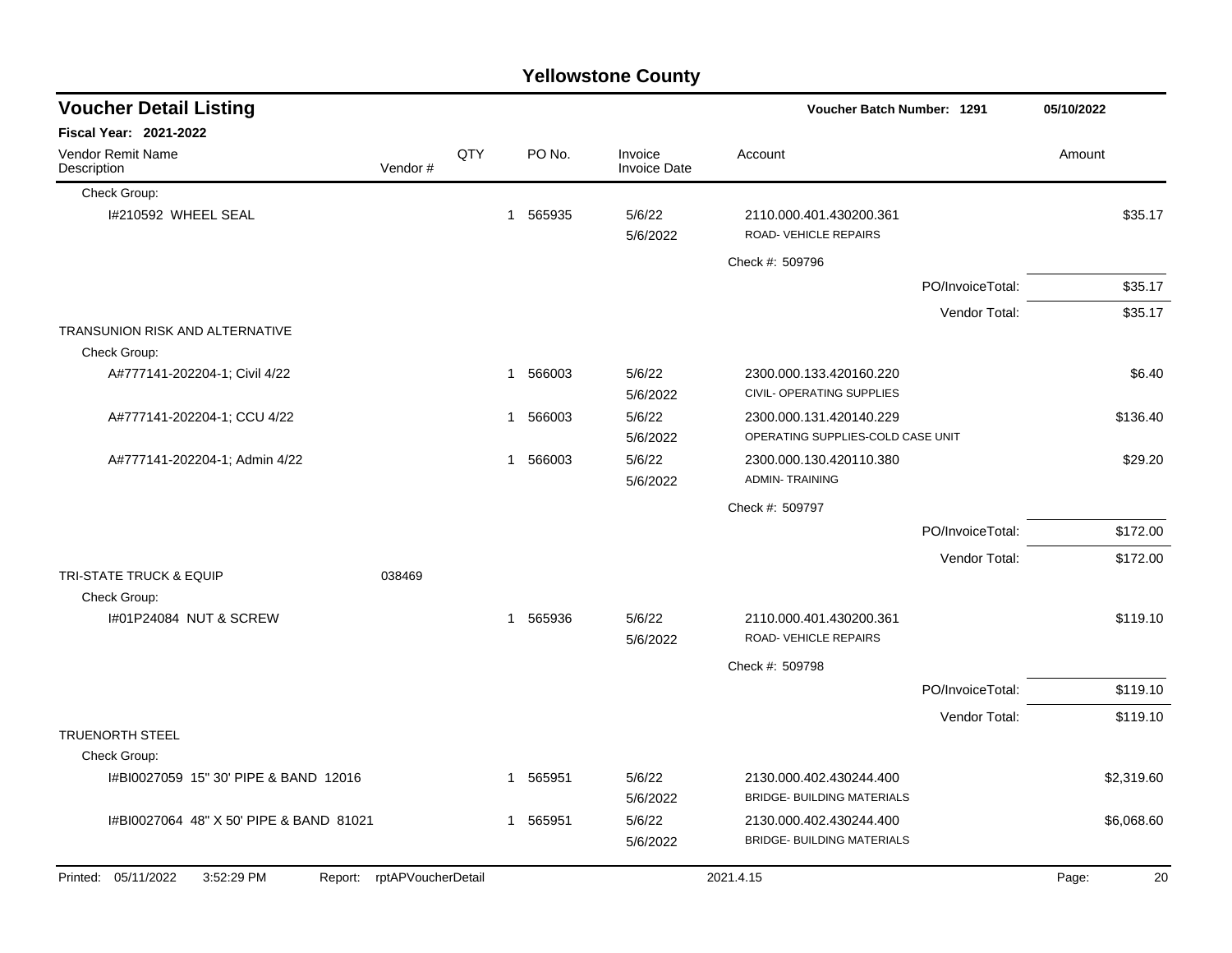# Yellowstone County

## Voucher Detail Listing

**Voucher Batch Number: 1291** 05/10/2022

**Fiscal Year: 2021-2022**

| Vendor Remit Name / Description | Vendor # | QTY | PO No. | Invoice / Invoice Date | Account | Amount |
|---|---|---|---|---|---|---|
| Check Group: | | | | | | |
| I#210592 WHEEL SEAL | | 1 | 565935 | 5/6/22<br>5/6/2022 | 2110.000.401.430200.361<br>ROAD- VEHICLE REPAIRS | $35.17 |
| | | | | | Check #: 509796 | |
| | | | | | PO/InvoiceTotal: | $35.17 |
| | | | | | Vendor Total: | $35.17 |
| TRANSUNION RISK AND ALTERNATIVE | | | | | | |
| Check Group: | | | | | | |
| A#777141-202204-1; Civil 4/22 | | 1 | 566003 | 5/6/22<br>5/6/2022 | 2300.000.133.420160.220<br>CIVIL- OPERATING SUPPLIES | $6.40 |
| A#777141-202204-1; CCU 4/22 | | 1 | 566003 | 5/6/22<br>5/6/2022 | 2300.000.131.420140.229<br>OPERATING SUPPLIES-COLD CASE UNIT | $136.40 |
| A#777141-202204-1; Admin 4/22 | | 1 | 566003 | 5/6/22<br>5/6/2022 | 2300.000.130.420110.380<br>ADMIN- TRAINING | $29.20 |
| | | | | | Check #: 509797 | |
| | | | | | PO/InvoiceTotal: | $172.00 |
| | | | | | Vendor Total: | $172.00 |
| TRI-STATE TRUCK & EQUIP | 038469 | | | | | |
| Check Group: | | | | | | |
| I#01P24084 NUT & SCREW | | 1 | 565936 | 5/6/22<br>5/6/2022 | 2110.000.401.430200.361<br>ROAD- VEHICLE REPAIRS | $119.10 |
| | | | | | Check #: 509798 | |
| | | | | | PO/InvoiceTotal: | $119.10 |
| | | | | | Vendor Total: | $119.10 |
| TRUENORTH STEEL | | | | | | |
| Check Group: | | | | | | |
| I#BI0027059 15" 30' PIPE & BAND 12016 | | 1 | 565951 | 5/6/22<br>5/6/2022 | 2130.000.402.430244.400<br>BRIDGE- BUILDING MATERIALS | $2,319.60 |
| I#BI0027064 48" X 50' PIPE & BAND 81021 | | 1 | 565951 | 5/6/22<br>5/6/2022 | 2130.000.402.430244.400<br>BRIDGE- BUILDING MATERIALS | $6,068.60 |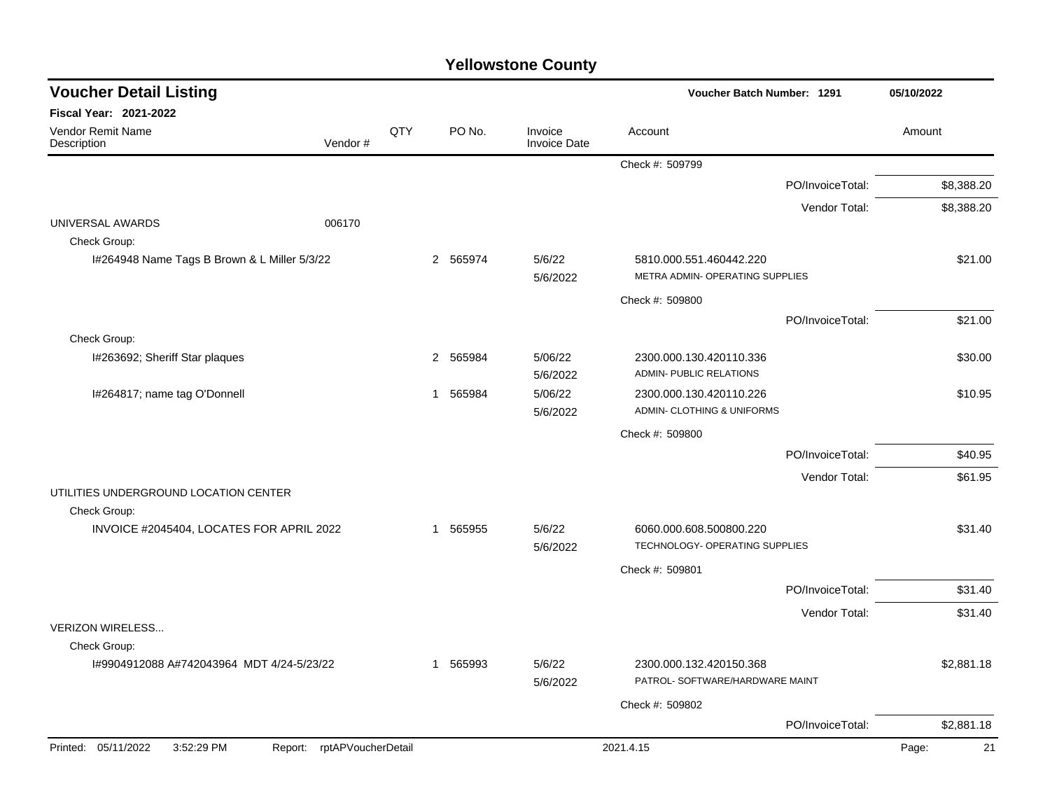# Yellowstone County

## Voucher Detail Listing

**Voucher Batch Number: 1291** 05/10/2022

**Fiscal Year: 2021-2022**

| Vendor Remit Name / Description | Vendor # | QTY | PO No. | Invoice / Invoice Date | Account | Amount |
|---|---|---|---|---|---|---|
| | | | | | Check #: 509799 | |
| | | | | | PO/InvoiceTotal: | $8,388.20 |
| | | | | | Vendor Total: | $8,388.20 |
| UNIVERSAL AWARDS | 006170 | | | | | |
| Check Group: | | | | | | |
| I#264948 Name Tags B Brown & L Miller 5/3/22 | | 2 | 565974 | 5/6/22 / 5/6/2022 | 5810.000.551.460442.220 METRA ADMIN- OPERATING SUPPLIES | $21.00 |
| | | | | | Check #: 509800 | |
| | | | | | PO/InvoiceTotal: | $21.00 |
| Check Group: | | | | | | |
| I#263692; Sheriff Star plaques | | 2 | 565984 | 5/06/22 / 5/6/2022 | 2300.000.130.420110.336 ADMIN- PUBLIC RELATIONS | $30.00 |
| I#264817; name tag O'Donnell | | 1 | 565984 | 5/06/22 / 5/6/2022 | 2300.000.130.420110.226 ADMIN- CLOTHING & UNIFORMS | $10.95 |
| | | | | | Check #: 509800 | |
| | | | | | PO/InvoiceTotal: | $40.95 |
| | | | | | Vendor Total: | $61.95 |
| UTILITIES UNDERGROUND LOCATION CENTER | | | | | | |
| Check Group: | | | | | | |
| INVOICE #2045404, LOCATES FOR APRIL 2022 | | 1 | 565955 | 5/6/22 / 5/6/2022 | 6060.000.608.500800.220 TECHNOLOGY- OPERATING SUPPLIES | $31.40 |
| | | | | | Check #: 509801 | |
| | | | | | PO/InvoiceTotal: | $31.40 |
| | | | | | Vendor Total: | $31.40 |
| VERIZON WIRELESS... | | | | | | |
| Check Group: | | | | | | |
| I#9904912088 A#742043964 MDT 4/24-5/23/22 | | 1 | 565993 | 5/6/22 / 5/6/2022 | 2300.000.132.420150.368 PATROL- SOFTWARE/HARDWARE MAINT | $2,881.18 |
| | | | | | Check #: 509802 | |
| | | | | | PO/InvoiceTotal: | $2,881.18 |

Printed: 05/11/2022 3:52:29 PM Report: rptAPVoucherDetail 2021.4.15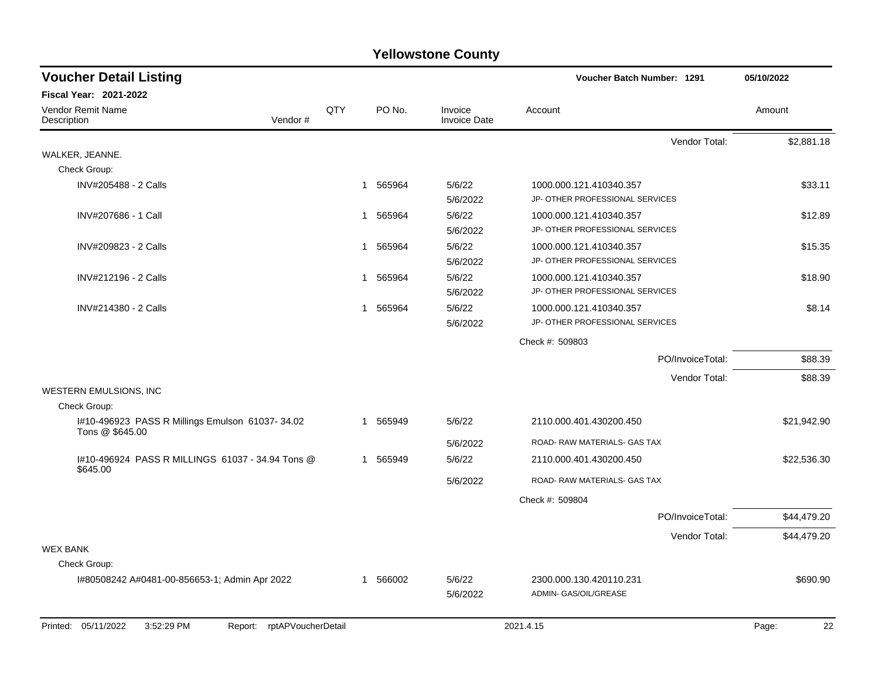# Yellowstone County

## Voucher Detail Listing

**Voucher Batch Number: 1291** — 05/10/2022

**Fiscal Year: 2021-2022**

| Vendor Remit Name / Description | Vendor # | QTY | PO No. | Invoice / Invoice Date | Account | Amount |
|---|---|---|---|---|---|---|
| | | | | | Vendor Total: | $2,881.18 |
| **WALKER, JEANNE.** | | | | | | |
| Check Group: | | | | | | |
| INV#205488 - 2 Calls | | 1 | 565964 | 5/6/22<br>5/6/2022 | 1000.000.121.410340.357<br>JP- OTHER PROFESSIONAL SERVICES | $33.11 |
| INV#207686 - 1 Call | | 1 | 565964 | 5/6/22<br>5/6/2022 | 1000.000.121.410340.357<br>JP- OTHER PROFESSIONAL SERVICES | $12.89 |
| INV#209823 - 2 Calls | | 1 | 565964 | 5/6/22<br>5/6/2022 | 1000.000.121.410340.357<br>JP- OTHER PROFESSIONAL SERVICES | $15.35 |
| INV#212196 - 2 Calls | | 1 | 565964 | 5/6/22<br>5/6/2022 | 1000.000.121.410340.357<br>JP- OTHER PROFESSIONAL SERVICES | $18.90 |
| INV#214380 - 2 Calls | | 1 | 565964 | 5/6/22<br>5/6/2022 | 1000.000.121.410340.357<br>JP- OTHER PROFESSIONAL SERVICES | $8.14 |
| | | | | | Check #: 509803 | |
| | | | | | PO/InvoiceTotal: | $88.39 |
| | | | | | Vendor Total: | $88.39 |
| **WESTERN EMULSIONS, INC** | | | | | | |
| Check Group: | | | | | | |
| I#10-496923 PASS R Millings Emulson 61037- 34.02 Tons @ $645.00 | | 1 | 565949 | 5/6/22<br>5/6/2022 | 2110.000.401.430200.450<br>ROAD- RAW MATERIALS- GAS TAX | $21,942.90 |
| I#10-496924 PASS R MILLINGS 61037 - 34.94 Tons @ $645.00 | | 1 | 565949 | 5/6/22<br>5/6/2022 | 2110.000.401.430200.450<br>ROAD- RAW MATERIALS- GAS TAX | $22,536.30 |
| | | | | | Check #: 509804 | |
| | | | | | PO/InvoiceTotal: | $44,479.20 |
| | | | | | Vendor Total: | $44,479.20 |
| **WEX BANK** | | | | | | |
| Check Group: | | | | | | |
| I#80508242 A#0481-00-856653-1; Admin Apr 2022 | | 1 | 566002 | 5/6/22<br>5/6/2022 | 2300.000.130.420110.231<br>ADMIN- GAS/OIL/GREASE | $690.90 |

Printed: 05/11/2022 3:52:29 PM Report: rptAPVoucherDetail 2021.4.15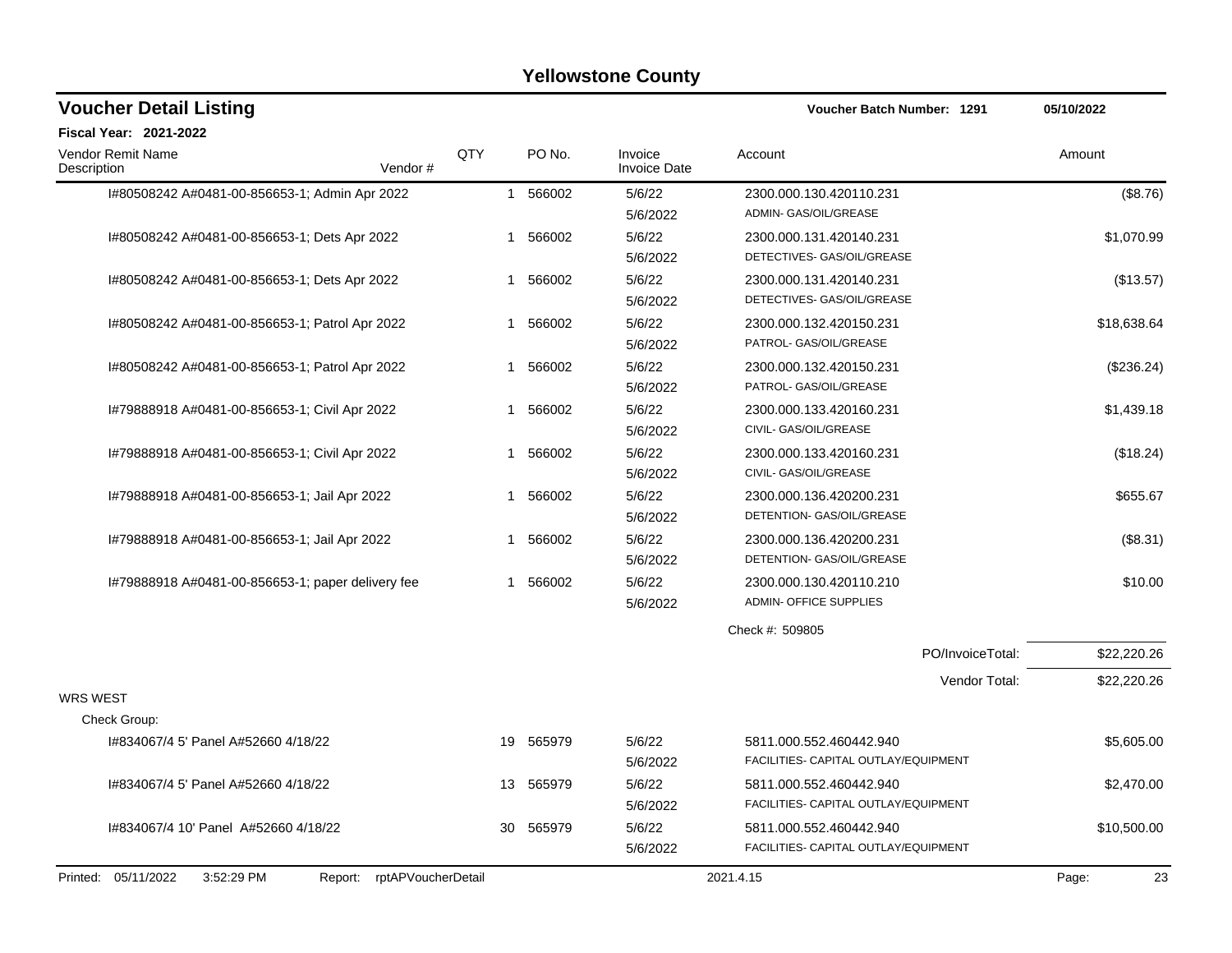# Yellowstone County

## Voucher Detail Listing

**Voucher Batch Number: 1291** 05/10/2022

**Fiscal Year: 2021-2022**

| Vendor Remit Name / Description | Vendor # | QTY | PO No. | Invoice / Invoice Date | Account | Amount |
|---|---|---|---|---|---|---|
| I#80508242 A#0481-00-856653-1; Admin Apr 2022 | | 1 | 566002 | 5/6/22 / 5/6/2022 | 2300.000.130.420110.231 ADMIN- GAS/OIL/GREASE | ($8.76) |
| I#80508242 A#0481-00-856653-1; Dets Apr 2022 | | 1 | 566002 | 5/6/22 / 5/6/2022 | 2300.000.131.420140.231 DETECTIVES- GAS/OIL/GREASE | $1,070.99 |
| I#80508242 A#0481-00-856653-1; Dets Apr 2022 | | 1 | 566002 | 5/6/22 / 5/6/2022 | 2300.000.131.420140.231 DETECTIVES- GAS/OIL/GREASE | ($13.57) |
| I#80508242 A#0481-00-856653-1; Patrol Apr 2022 | | 1 | 566002 | 5/6/22 / 5/6/2022 | 2300.000.132.420150.231 PATROL- GAS/OIL/GREASE | $18,638.64 |
| I#80508242 A#0481-00-856653-1; Patrol Apr 2022 | | 1 | 566002 | 5/6/22 / 5/6/2022 | 2300.000.132.420150.231 PATROL- GAS/OIL/GREASE | ($236.24) |
| I#79888918 A#0481-00-856653-1; Civil Apr 2022 | | 1 | 566002 | 5/6/22 / 5/6/2022 | 2300.000.133.420160.231 CIVIL- GAS/OIL/GREASE | $1,439.18 |
| I#79888918 A#0481-00-856653-1; Civil Apr 2022 | | 1 | 566002 | 5/6/22 / 5/6/2022 | 2300.000.133.420160.231 CIVIL- GAS/OIL/GREASE | ($18.24) |
| I#79888918 A#0481-00-856653-1; Jail Apr 2022 | | 1 | 566002 | 5/6/22 / 5/6/2022 | 2300.000.136.420200.231 DETENTION- GAS/OIL/GREASE | $655.67 |
| I#79888918 A#0481-00-856653-1; Jail Apr 2022 | | 1 | 566002 | 5/6/22 / 5/6/2022 | 2300.000.136.420200.231 DETENTION- GAS/OIL/GREASE | ($8.31) |
| I#79888918 A#0481-00-856653-1; paper delivery fee | | 1 | 566002 | 5/6/22 / 5/6/2022 | 2300.000.130.420110.210 ADMIN- OFFICE SUPPLIES | $10.00 |
| | | | | | Check #: 509805 | |
| | | | | | PO/InvoiceTotal: | $22,220.26 |
| | | | | | Vendor Total: | $22,220.26 |
| **WRS WEST** | | | | | | |
| Check Group: | | | | | | |
| I#834067/4 5' Panel A#52660 4/18/22 | | 19 | 565979 | 5/6/22 / 5/6/2022 | 5811.000.552.460442.940 FACILITIES- CAPITAL OUTLAY/EQUIPMENT | $5,605.00 |
| I#834067/4 5' Panel A#52660 4/18/22 | | 13 | 565979 | 5/6/22 / 5/6/2022 | 5811.000.552.460442.940 FACILITIES- CAPITAL OUTLAY/EQUIPMENT | $2,470.00 |
| I#834067/4 10' Panel A#52660 4/18/22 | | 30 | 565979 | 5/6/22 / 5/6/2022 | 5811.000.552.460442.940 FACILITIES- CAPITAL OUTLAY/EQUIPMENT | $10,500.00 |

Printed: 05/11/2022 3:52:29 PM Report: rptAPVoucherDetail 2021.4.15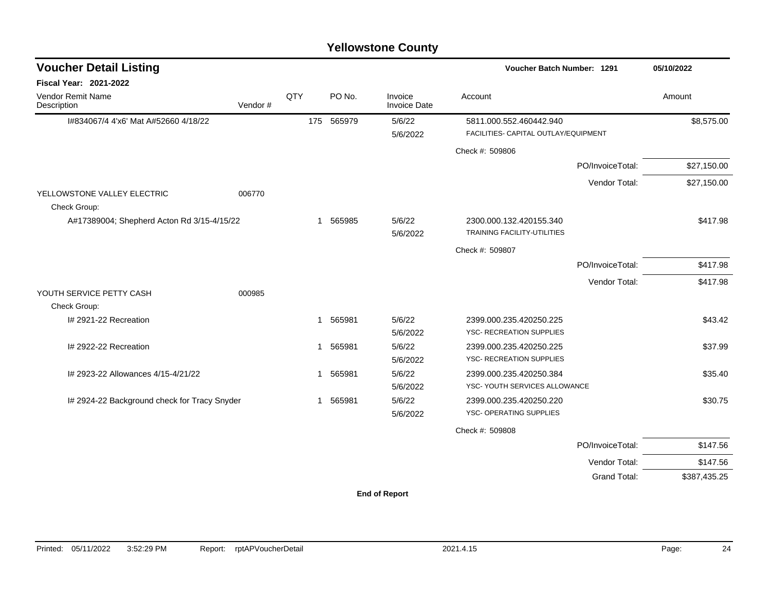# Yellowstone County

## Voucher Detail Listing

**Voucher Batch Number: 1291** — 05/10/2022

**Fiscal Year: 2021-2022**

| Vendor Remit Name / Description | Vendor # | QTY | PO No. | Invoice / Invoice Date | Account | Amount |
|---|---|---|---|---|---|---|
| I#834067/4 4'x6' Mat A#52660 4/18/22 | | 175 | 565979 | 5/6/22<br>5/6/2022 | 5811.000.552.460442.940<br>FACILITIES- CAPITAL OUTLAY/EQUIPMENT | $8,575.00 |
| | | | | | Check #: 509806 | |
| | | | | | PO/InvoiceTotal: | $27,150.00 |
| | | | | | Vendor Total: | $27,150.00 |
| YELLOWSTONE VALLEY ELECTRIC | 006770 | | | | | |
| Check Group: | | | | | | |
| A#17389004; Shepherd Acton Rd 3/15-4/15/22 | | 1 | 565985 | 5/6/22<br>5/6/2022 | 2300.000.132.420155.340<br>TRAINING FACILITY-UTILITIES | $417.98 |
| | | | | | Check #: 509807 | |
| | | | | | PO/InvoiceTotal: | $417.98 |
| | | | | | Vendor Total: | $417.98 |
| YOUTH SERVICE PETTY CASH | 000985 | | | | | |
| Check Group: | | | | | | |
| I# 2921-22 Recreation | | 1 | 565981 | 5/6/22<br>5/6/2022 | 2399.000.235.420250.225<br>YSC- RECREATION SUPPLIES | $43.42 |
| I# 2922-22 Recreation | | 1 | 565981 | 5/6/22<br>5/6/2022 | 2399.000.235.420250.225<br>YSC- RECREATION SUPPLIES | $37.99 |
| I# 2923-22 Allowances 4/15-4/21/22 | | 1 | 565981 | 5/6/22<br>5/6/2022 | 2399.000.235.420250.384<br>YSC- YOUTH SERVICES ALLOWANCE | $35.40 |
| I# 2924-22 Background check for Tracy Snyder | | 1 | 565981 | 5/6/22<br>5/6/2022 | 2399.000.235.420250.220<br>YSC- OPERATING SUPPLIES | $30.75 |
| | | | | | Check #: 509808 | |
| | | | | | PO/InvoiceTotal: | $147.56 |
| | | | | | Vendor Total: | $147.56 |
| | | | | | Grand Total: | $387,435.25 |

**End of Report**